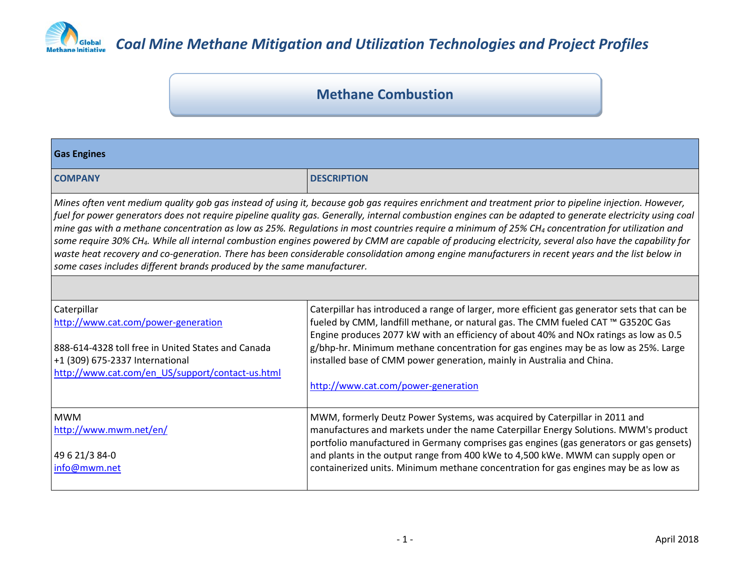# Coal Mine Methane Mitigation and Utilization Technologies and Project Profiles

## Methane Combustion

| **Gas Engines** | |
|---|---|
| **COMPANY** | **DESCRIPTION** |
| *Mines often vent medium quality gob gas instead of using it, because gob gas requires enrichment and treatment prior to pipeline injection. However, fuel for power generators does not require pipeline quality gas. Generally, internal combustion engines can be adapted to generate electricity using coal mine gas with a methane concentration as low as 25%. Regulations in most countries require a minimum of 25% $CH_4$ concentration for utilization and some require 30% $CH_4$. While all internal combustion engines powered by CMM are capable of producing electricity, several also have the capability for waste heat recovery and co-generation. There has been considerable consolidation among engine manufacturers in recent years and the list below in some cases includes different brands produced by the same manufacturer.* | |
| | |
| Caterpillar<br>http://www.cat.com/power-generation<br><br>888-614-4328 toll free in United States and Canada<br>+1 (309) 675-2337 International<br>http://www.cat.com/en_US/support/contact-us.html | Caterpillar has introduced a range of larger, more efficient gas generator sets that can be fueled by CMM, landfill methane, or natural gas. The CMM fueled CAT ™ G3520C Gas Engine produces 2077 kW with an efficiency of about 40% and NOx ratings as low as 0.5 g/bhp-hr. Minimum methane concentration for gas engines may be as low as 25%. Large installed base of CMM power generation, mainly in Australia and China.<br><br>http://www.cat.com/power-generation |
| MWM<br>http://www.mwm.net/en/<br><br>49 6 21/3 84-0<br>info@mwm.net | MWM, formerly Deutz Power Systems, was acquired by Caterpillar in 2011 and manufactures and markets under the name Caterpillar Energy Solutions. MWM's product portfolio manufactured in Germany comprises gas engines (gas generators or gas gensets) and plants in the output range from 400 kWe to 4,500 kWe. MWM can supply open or containerized units. Minimum methane concentration for gas engines may be as low as |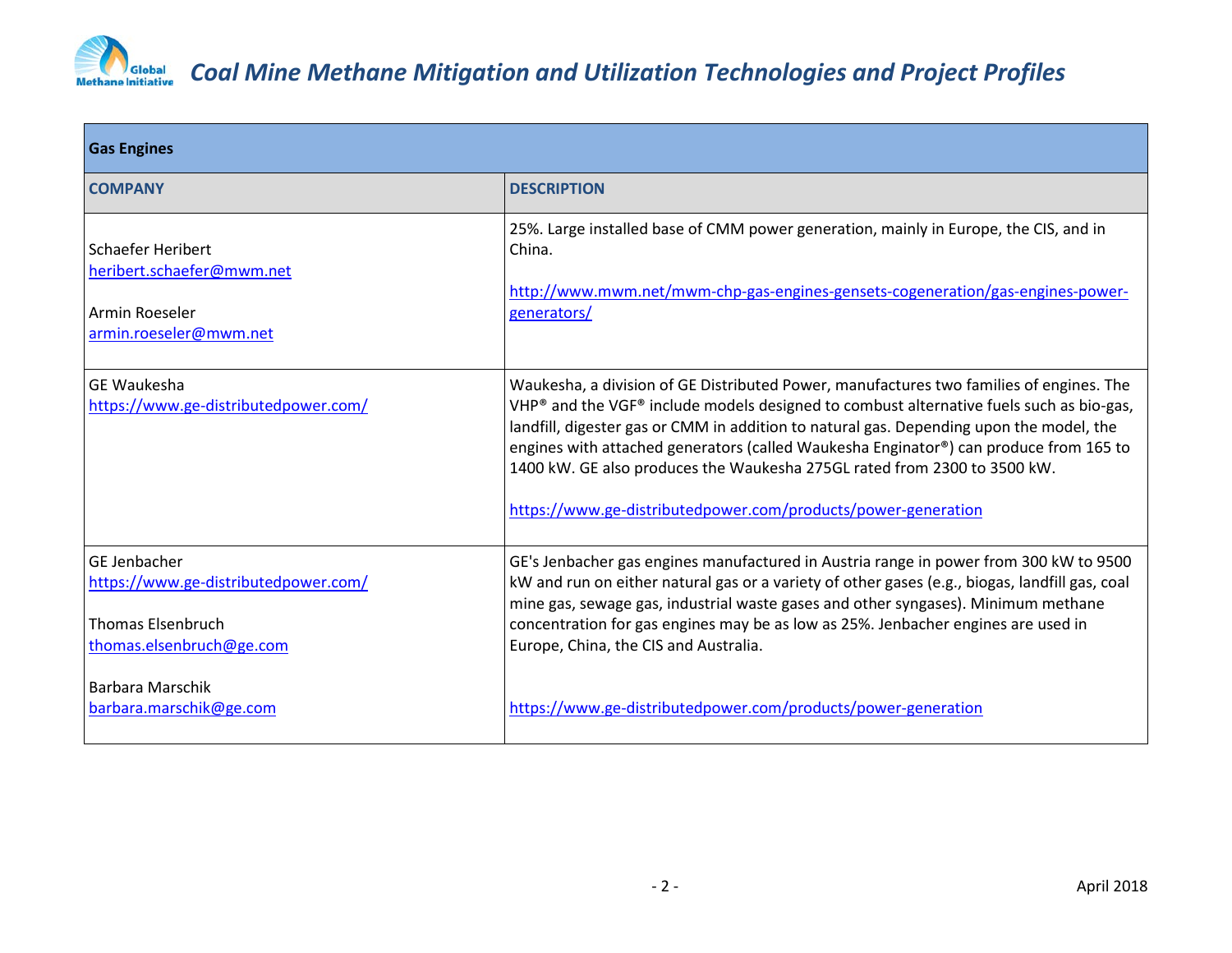| Gas Engines | |
|---|---|
| **COMPANY** | **DESCRIPTION** |
| Schaefer Heribert<br>heribert.schaefer@mwm.net<br><br>Armin Roeseler<br>armin.roeseler@mwm.net | 25%. Large installed base of CMM power generation, mainly in Europe, the CIS, and in China.<br><br>http://www.mwm.net/mwm-chp-gas-engines-gensets-cogeneration/gas-engines-power-generators/ |
| GE Waukesha<br>https://www.ge-distributedpower.com/ | Waukesha, a division of GE Distributed Power, manufactures two families of engines. The VHP® and the VGF® include models designed to combust alternative fuels such as bio-gas, landfill, digester gas or CMM in addition to natural gas. Depending upon the model, the engines with attached generators (called Waukesha Enginator®) can produce from 165 to 1400 kW. GE also produces the Waukesha 275GL rated from 2300 to 3500 kW.<br><br>https://www.ge-distributedpower.com/products/power-generation |
| GE Jenbacher<br>https://www.ge-distributedpower.com/<br><br>Thomas Elsenbruch<br>thomas.elsenbruch@ge.com<br><br>Barbara Marschik<br>barbara.marschik@ge.com | GE's Jenbacher gas engines manufactured in Austria range in power from 300 kW to 9500 kW and run on either natural gas or a variety of other gases (e.g., biogas, landfill gas, coal mine gas, sewage gas, industrial waste gases and other syngases). Minimum methane concentration for gas engines may be as low as 25%. Jenbacher engines are used in Europe, China, the CIS and Australia.<br><br>https://www.ge-distributedpower.com/products/power-generation |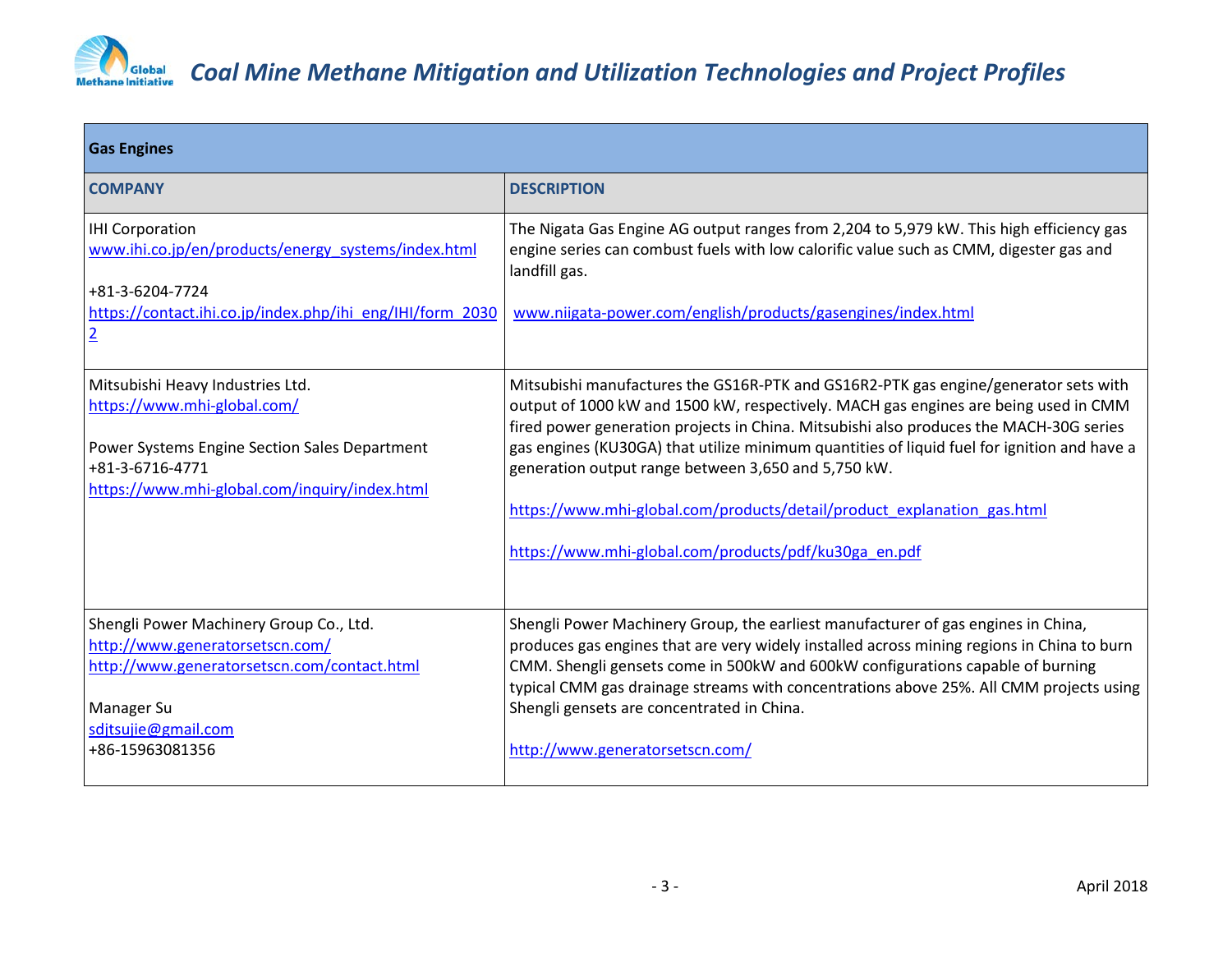| Gas Engines | |
|---|---|
| **COMPANY** | **DESCRIPTION** |
| IHI Corporation<br>www.ihi.co.jp/en/products/energy_systems/index.html<br><br>+81-3-6204-7724<br>https://contact.ihi.co.jp/index.php/ihi_eng/IHI/form_20302 | The Nigata Gas Engine AG output ranges from 2,204 to 5,979 kW. This high efficiency gas engine series can combust fuels with low calorific value such as CMM, digester gas and landfill gas.<br><br>www.niigata-power.com/english/products/gasengines/index.html |
| Mitsubishi Heavy Industries Ltd.<br>https://www.mhi-global.com/<br><br>Power Systems Engine Section Sales Department<br>+81-3-6716-4771<br>https://www.mhi-global.com/inquiry/index.html | Mitsubishi manufactures the GS16R-PTK and GS16R2-PTK gas engine/generator sets with output of 1000 kW and 1500 kW, respectively. MACH gas engines are being used in CMM fired power generation projects in China. Mitsubishi also produces the MACH-30G series gas engines (KU30GA) that utilize minimum quantities of liquid fuel for ignition and have a generation output range between 3,650 and 5,750 kW.<br><br>https://www.mhi-global.com/products/detail/product_explanation_gas.html<br><br>https://www.mhi-global.com/products/pdf/ku30ga_en.pdf |
| Shengli Power Machinery Group Co., Ltd.<br>http://www.generatorsetscn.com/<br>http://www.generatorsetscn.com/contact.html<br><br>Manager Su<br>sdjtsujie@gmail.com<br>+86-15963081356 | Shengli Power Machinery Group, the earliest manufacturer of gas engines in China, produces gas engines that are very widely installed across mining regions in China to burn CMM. Shengli gensets come in 500kW and 600kW configurations capable of burning typical CMM gas drainage streams with concentrations above 25%. All CMM projects using Shengli gensets are concentrated in China.<br><br>http://www.generatorsetscn.com/ |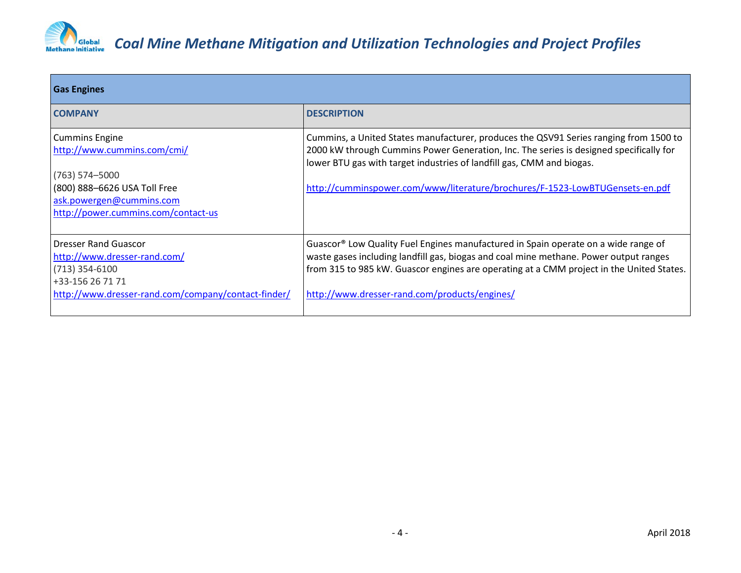| Gas Engines | |
|---|---|
| **COMPANY** | **DESCRIPTION** |
| Cummins Engine<br>http://www.cummins.com/cmi/<br><br>(763) 574–5000<br>(800) 888–6626 USA Toll Free<br>ask.powergen@cummins.com<br>http://power.cummins.com/contact-us | Cummins, a United States manufacturer, produces the QSV91 Series ranging from 1500 to 2000 kW through Cummins Power Generation, Inc. The series is designed specifically for lower BTU gas with target industries of landfill gas, CMM and biogas.<br><br>http://cumminspower.com/www/literature/brochures/F-1523-LowBTUGensets-en.pdf |
| Dresser Rand Guascor<br>http://www.dresser-rand.com/<br>(713) 354-6100<br>+33-156 26 71 71<br>http://www.dresser-rand.com/company/contact-finder/ | Guascor® Low Quality Fuel Engines manufactured in Spain operate on a wide range of waste gases including landfill gas, biogas and coal mine methane. Power output ranges from 315 to 985 kW. Guascor engines are operating at a CMM project in the United States.<br><br>http://www.dresser-rand.com/products/engines/ |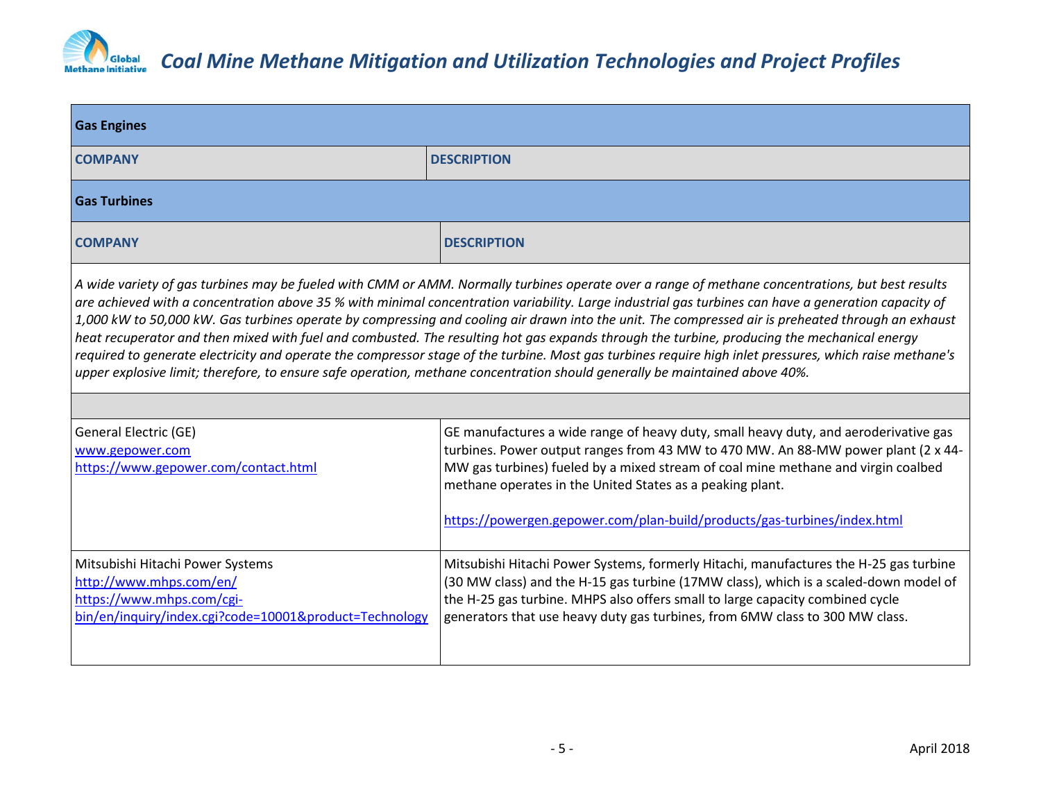| Gas Engines | |
|---|---|
| **COMPANY** | **DESCRIPTION** |

| Gas Turbines | |
|---|---|
| **COMPANY** | **DESCRIPTION** |
| *A wide variety of gas turbines may be fueled with CMM or AMM. Normally turbines operate over a range of methane concentrations, but best results are achieved with a concentration above 35 % with minimal concentration variability. Large industrial gas turbines can have a generation capacity of 1,000 kW to 50,000 kW. Gas turbines operate by compressing and cooling air drawn into the unit. The compressed air is preheated through an exhaust heat recuperator and then mixed with fuel and combusted. The resulting hot gas expands through the turbine, producing the mechanical energy required to generate electricity and operate the compressor stage of the turbine. Most gas turbines require high inlet pressures, which raise methane's upper explosive limit; therefore, to ensure safe operation, methane concentration should generally be maintained above 40%.* | |
| | |
| General Electric (GE) www.gepower.com https://www.gepower.com/contact.html | GE manufactures a wide range of heavy duty, small heavy duty, and aeroderivative gas turbines. Power output ranges from 43 MW to 470 MW. An 88-MW power plant (2 x 44-MW gas turbines) fueled by a mixed stream of coal mine methane and virgin coalbed methane operates in the United States as a peaking plant. https://powergen.gepower.com/plan-build/products/gas-turbines/index.html |
| Mitsubishi Hitachi Power Systems http://www.mhps.com/en/ https://www.mhps.com/cgi-bin/en/inquiry/index.cgi?code=10001&product=Technology | Mitsubishi Hitachi Power Systems, formerly Hitachi, manufactures the H-25 gas turbine (30 MW class) and the H-15 gas turbine (17MW class), which is a scaled-down model of the H-25 gas turbine. MHPS also offers small to large capacity combined cycle generators that use heavy duty gas turbines, from 6MW class to 300 MW class. |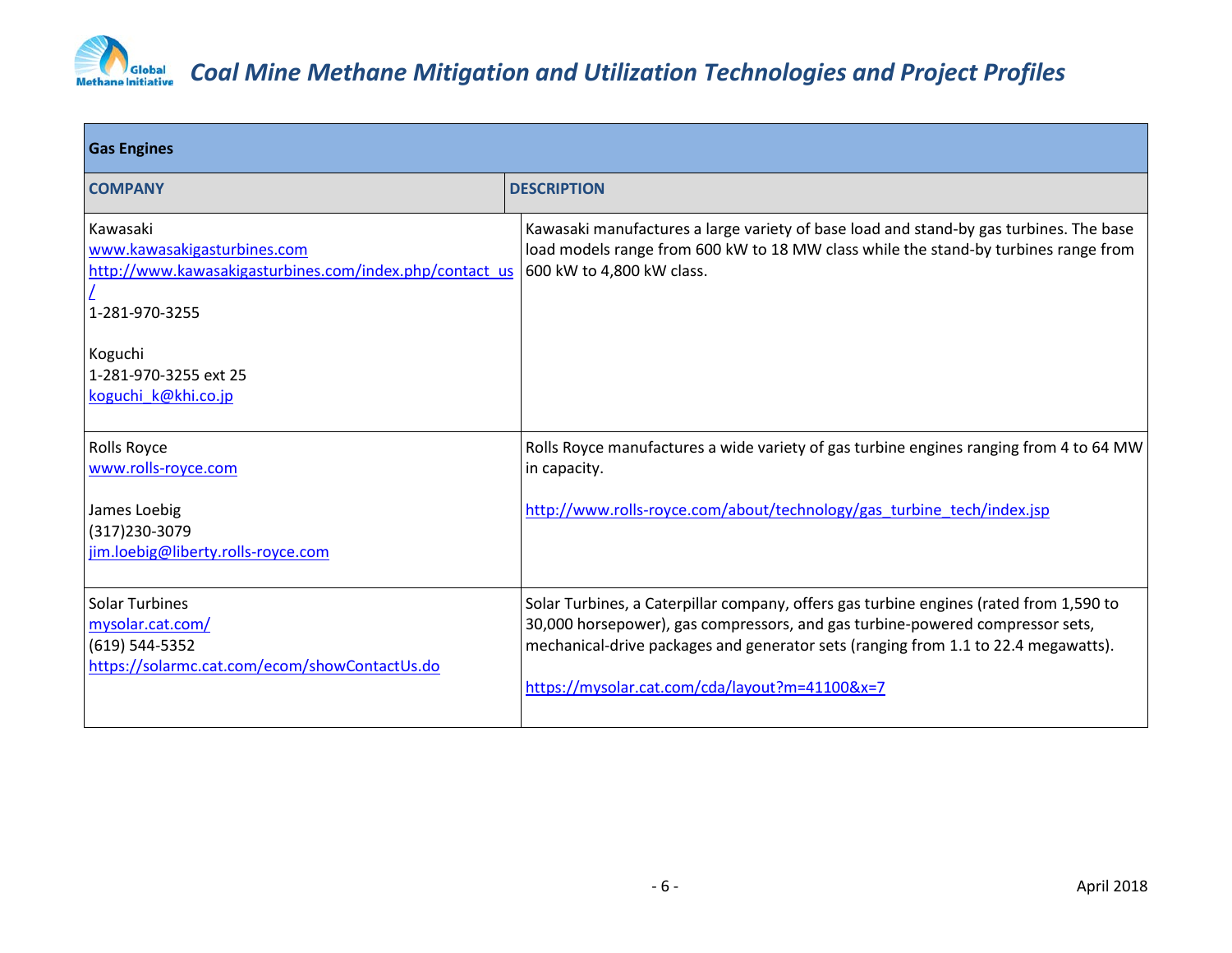| Gas Engines | |
|---|---|
| **COMPANY** | **DESCRIPTION** |
| Kawasaki<br>www.kawasakigasturbines.com<br>http://www.kawasakigasturbines.com/index.php/contact_us/<br>1-281-970-3255<br><br>Koguchi<br>1-281-970-3255 ext 25<br>koguchi_k@khi.co.jp | Kawasaki manufactures a large variety of base load and stand-by gas turbines. The base load models range from 600 kW to 18 MW class while the stand-by turbines range from 600 kW to 4,800 kW class. |
| Rolls Royce<br>www.rolls-royce.com<br><br>James Loebig<br>(317)230-3079<br>jim.loebig@liberty.rolls-royce.com | Rolls Royce manufactures a wide variety of gas turbine engines ranging from 4 to 64 MW in capacity.<br><br>http://www.rolls-royce.com/about/technology/gas_turbine_tech/index.jsp |
| Solar Turbines<br>mysolar.cat.com/<br>(619) 544-5352<br>https://solarmc.cat.com/ecom/showContactUs.do | Solar Turbines, a Caterpillar company, offers gas turbine engines (rated from 1,590 to 30,000 horsepower), gas compressors, and gas turbine-powered compressor sets, mechanical-drive packages and generator sets (ranging from 1.1 to 22.4 megawatts).<br><br>https://mysolar.cat.com/cda/layout?m=41100&x=7 |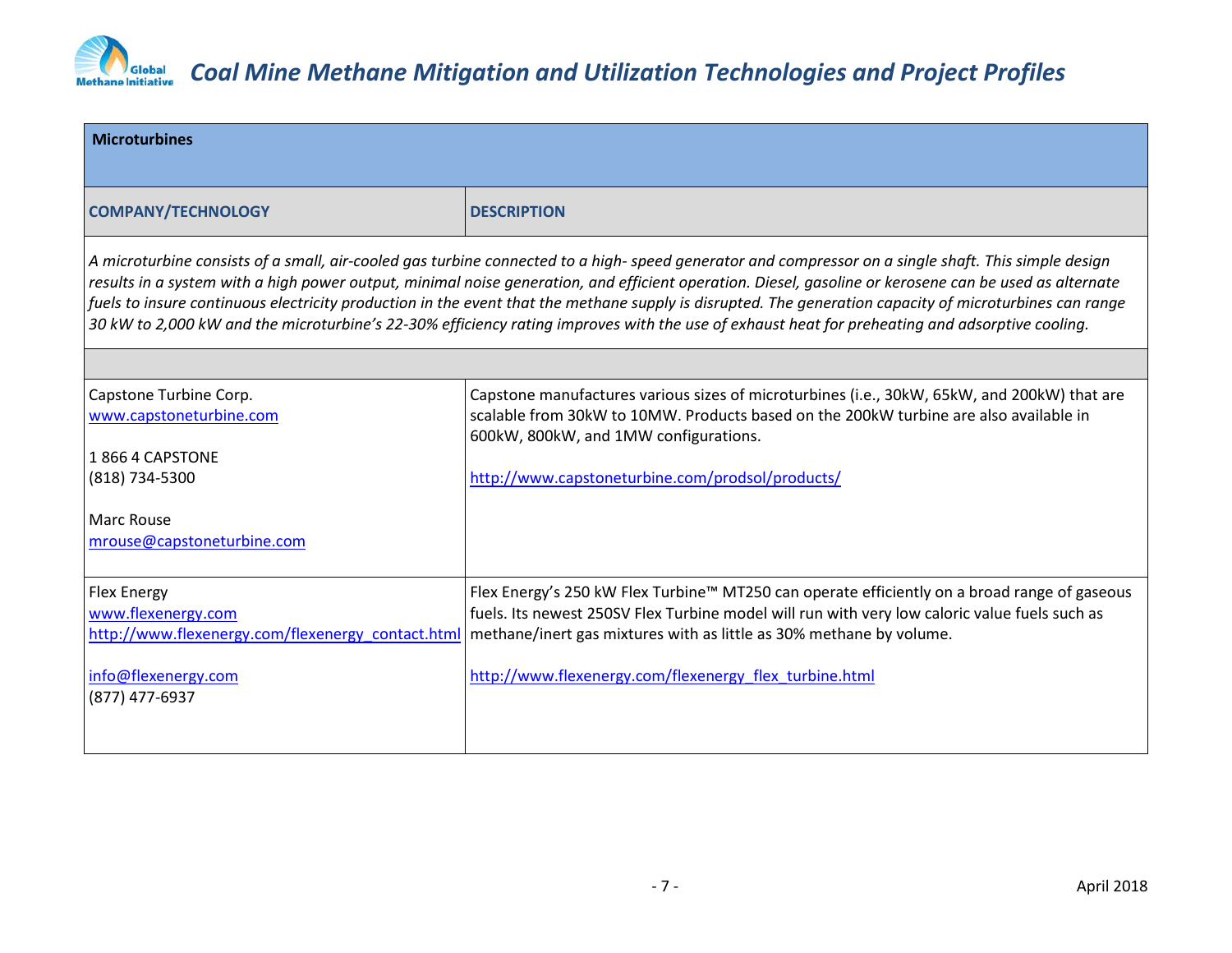## Microturbines

| COMPANY/TECHNOLOGY | DESCRIPTION |
|---|---|
| *A microturbine consists of a small, air-cooled gas turbine connected to a high- speed generator and compressor on a single shaft. This simple design results in a system with a high power output, minimal noise generation, and efficient operation. Diesel, gasoline or kerosene can be used as alternate fuels to insure continuous electricity production in the event that the methane supply is disrupted. The generation capacity of microturbines can range 30 kW to 2,000 kW and the microturbine's 22-30% efficiency rating improves with the use of exhaust heat for preheating and adsorptive cooling.* | |
| | |
| Capstone Turbine Corp.<br>www.capstoneturbine.com<br><br>1 866 4 CAPSTONE<br>(818) 734-5300<br><br>Marc Rouse<br>mrouse@capstoneturbine.com | Capstone manufactures various sizes of microturbines (i.e., 30kW, 65kW, and 200kW) that are scalable from 30kW to 10MW. Products based on the 200kW turbine are also available in 600kW, 800kW, and 1MW configurations.<br><br>http://www.capstoneturbine.com/prodsol/products/ |
| Flex Energy<br>www.flexenergy.com<br>http://www.flexenergy.com/flexenergy_contact.html<br><br>info@flexenergy.com<br>(877) 477-6937 | Flex Energy's 250 kW Flex Turbine™ MT250 can operate efficiently on a broad range of gaseous fuels. Its newest 250SV Flex Turbine model will run with very low caloric value fuels such as methane/inert gas mixtures with as little as 30% methane by volume.<br><br>http://www.flexenergy.com/flexenergy_flex_turbine.html |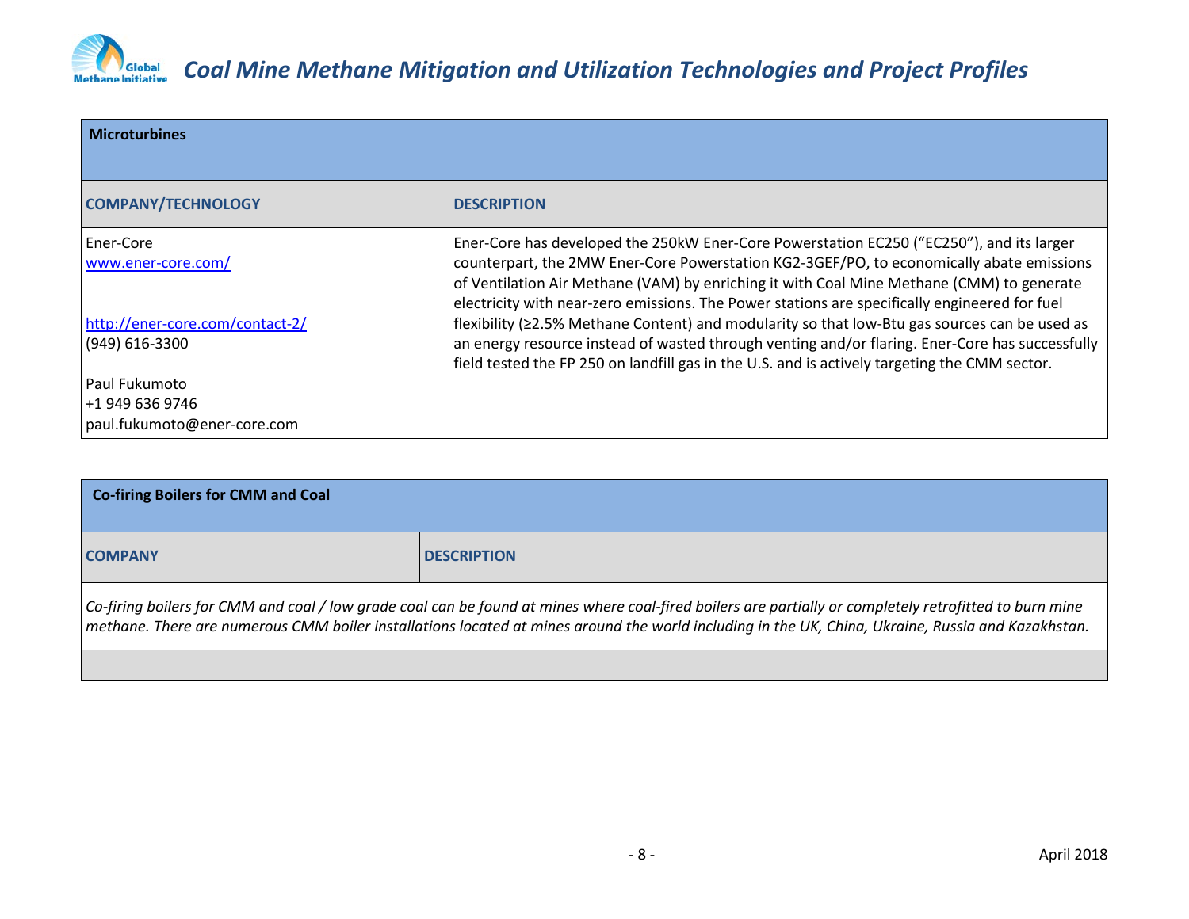| **Microturbines** | |
|---|---|
| **COMPANY/TECHNOLOGY** | **DESCRIPTION** |
| Ener-Core<br>[www.ener-core.com/](www.ener-core.com/)<br><br>[http://ener-core.com/contact-2/](http://ener-core.com/contact-2/)<br>(949) 616-3300<br><br>Paul Fukumoto<br>+1 949 636 9746<br>paul.fukumoto@ener-core.com | Ener-Core has developed the 250kW Ener-Core Powerstation EC250 (“EC250”), and its larger counterpart, the 2MW Ener-Core Powerstation KG2-3GEF/PO, to economically abate emissions of Ventilation Air Methane (VAM) by enriching it with Coal Mine Methane (CMM) to generate electricity with near-zero emissions. The Power stations are specifically engineered for fuel flexibility (≥2.5% Methane Content) and modularity so that low-Btu gas sources can be used as an energy resource instead of wasted through venting and/or flaring. Ener-Core has successfully field tested the FP 250 on landfill gas in the U.S. and is actively targeting the CMM sector. |

| **Co-firing Boilers for CMM and Coal** | |
|---|---|
| **COMPANY** | **DESCRIPTION** |
| *Co-firing boilers for CMM and coal / low grade coal can be found at mines where coal-fired boilers are partially or completely retrofitted to burn mine methane. There are numerous CMM boiler installations located at mines around the world including in the UK, China, Ukraine, Russia and Kazakhstan.* | |
| | |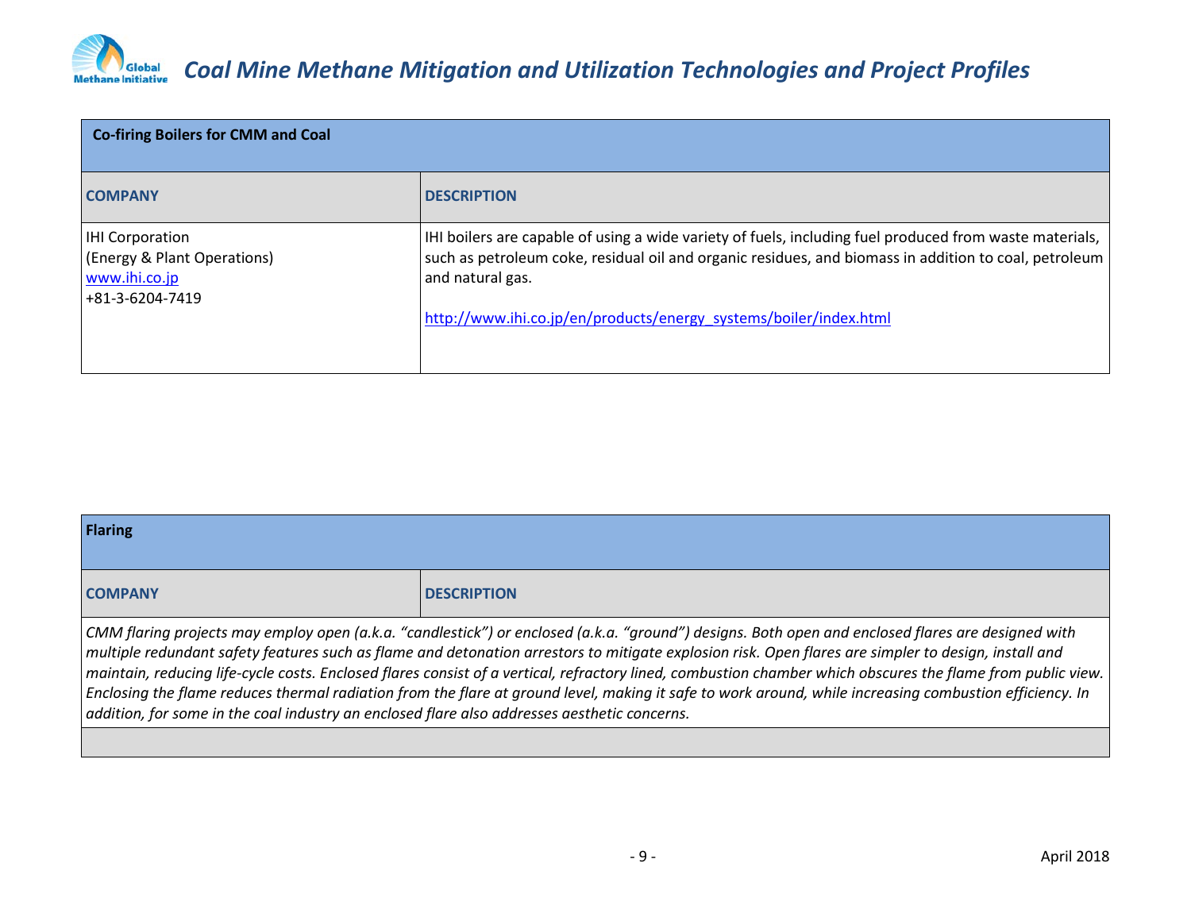| Co-firing Boilers for CMM and Coal | |
|---|---|
| **COMPANY** | **DESCRIPTION** |
| IHI Corporation<br>(Energy & Plant Operations)<br>www.ihi.co.jp<br>+81-3-6204-7419 | IHI boilers are capable of using a wide variety of fuels, including fuel produced from waste materials, such as petroleum coke, residual oil and organic residues, and biomass in addition to coal, petroleum and natural gas.<br><br>http://www.ihi.co.jp/en/products/energy_systems/boiler/index.html |

| Flaring | |
|---|---|
| **COMPANY** | **DESCRIPTION** |
| *CMM flaring projects may employ open (a.k.a. "candlestick") or enclosed (a.k.a. "ground") designs. Both open and enclosed flares are designed with multiple redundant safety features such as flame and detonation arrestors to mitigate explosion risk. Open flares are simpler to design, install and maintain, reducing life-cycle costs. Enclosed flares consist of a vertical, refractory lined, combustion chamber which obscures the flame from public view. Enclosing the flame reduces thermal radiation from the flare at ground level, making it safe to work around, while increasing combustion efficiency. In addition, for some in the coal industry an enclosed flare also addresses aesthetic concerns.* | |
| | |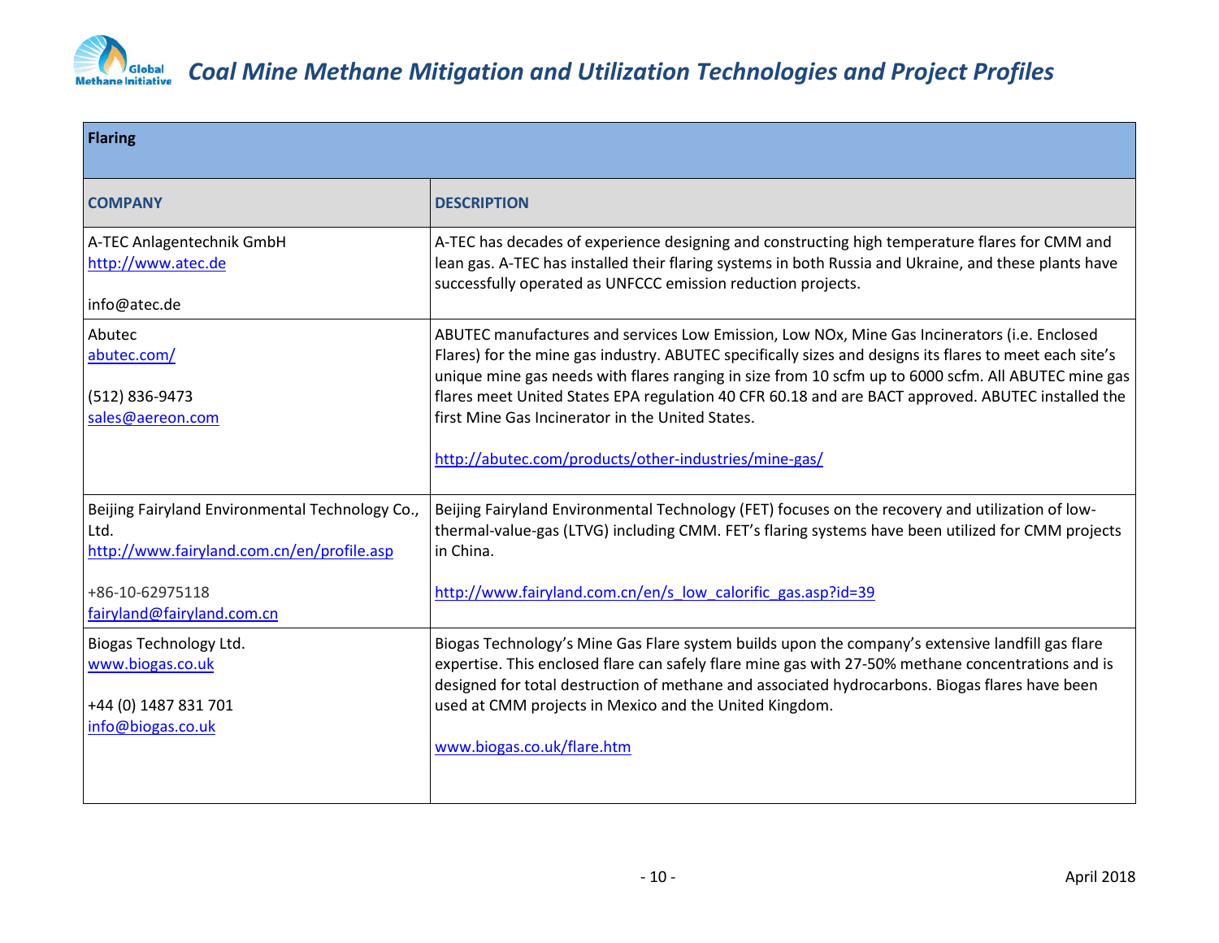| **Flaring** | |
|---|---|
| **COMPANY** | **DESCRIPTION** |
| A-TEC Anlagentechnik GmbH<br>http://www.atec.de<br><br>info@atec.de | A-TEC has decades of experience designing and constructing high temperature flares for CMM and lean gas. A-TEC has installed their flaring systems in both Russia and Ukraine, and these plants have successfully operated as UNFCCC emission reduction projects. |
| Abutec<br>abutec.com/<br><br>(512) 836-9473<br>sales@aereon.com | ABUTEC manufactures and services Low Emission, Low NOx, Mine Gas Incinerators (i.e. Enclosed Flares) for the mine gas industry. ABUTEC specifically sizes and designs its flares to meet each site's unique mine gas needs with flares ranging in size from 10 scfm up to 6000 scfm. All ABUTEC mine gas flares meet United States EPA regulation 40 CFR 60.18 and are BACT approved. ABUTEC installed the first Mine Gas Incinerator in the United States.<br><br>http://abutec.com/products/other-industries/mine-gas/ |
| Beijing Fairyland Environmental Technology Co., Ltd.<br>http://www.fairyland.com.cn/en/profile.asp<br><br>+86-10-62975118<br>fairyland@fairyland.com.cn | Beijing Fairyland Environmental Technology (FET) focuses on the recovery and utilization of low-thermal-value-gas (LTVG) including CMM. FET's flaring systems have been utilized for CMM projects in China.<br><br>http://www.fairyland.com.cn/en/s_low_calorific_gas.asp?id=39 |
| Biogas Technology Ltd.<br>www.biogas.co.uk<br><br>+44 (0) 1487 831 701<br>info@biogas.co.uk | Biogas Technology's Mine Gas Flare system builds upon the company's extensive landfill gas flare expertise. This enclosed flare can safely flare mine gas with 27-50% methane concentrations and is designed for total destruction of methane and associated hydrocarbons. Biogas flares have been used at CMM projects in Mexico and the United Kingdom.<br><br>www.biogas.co.uk/flare.htm |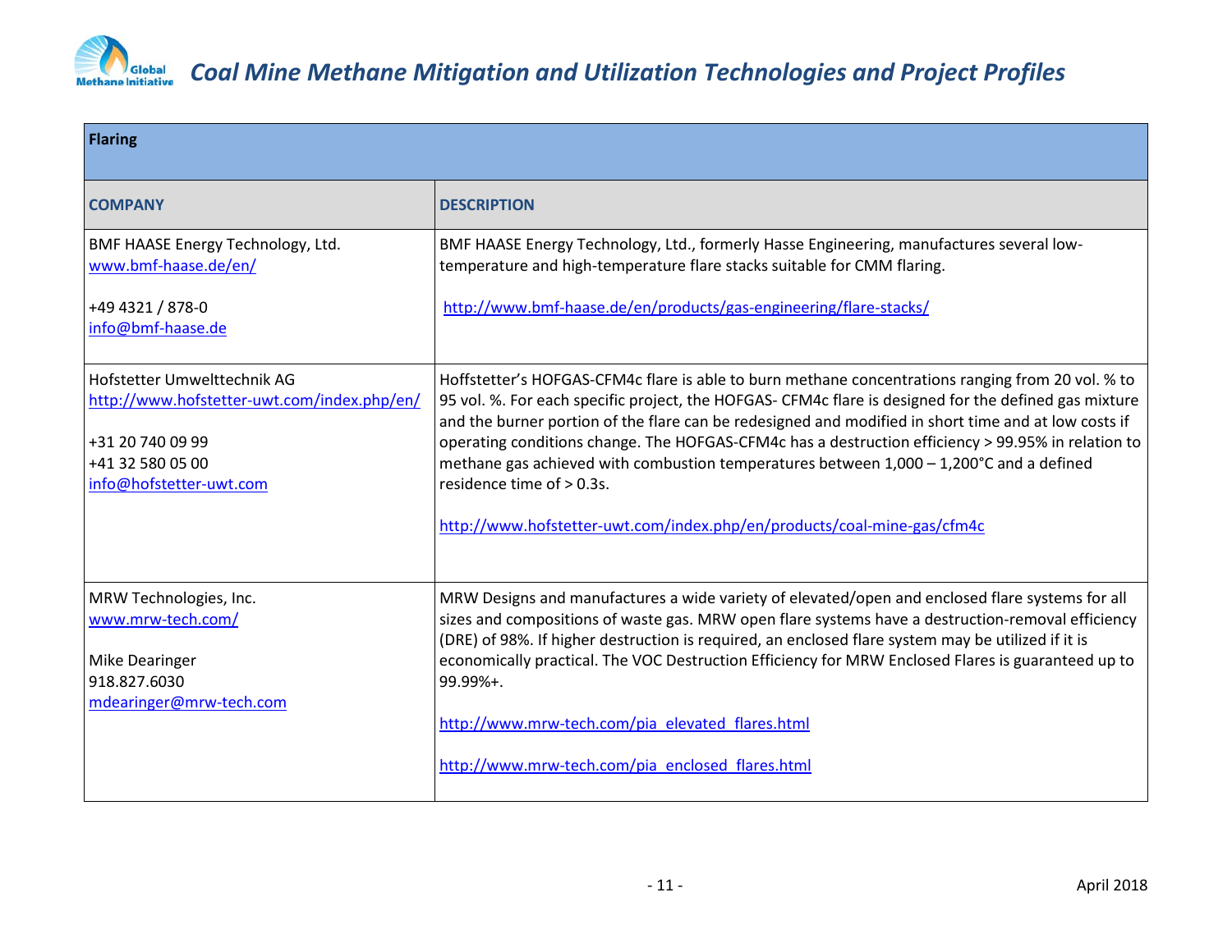| Flaring | |
|---|---|
| **COMPANY** | **DESCRIPTION** |
| BMF HAASE Energy Technology, Ltd.<br>www.bmf-haase.de/en/<br><br>+49 4321 / 878-0<br>info@bmf-haase.de | BMF HAASE Energy Technology, Ltd., formerly Hasse Engineering, manufactures several low-temperature and high-temperature flare stacks suitable for CMM flaring.<br><br>http://www.bmf-haase.de/en/products/gas-engineering/flare-stacks/ |
| Hofstetter Umwelttechnik AG<br>http://www.hofstetter-uwt.com/index.php/en/<br><br>+31 20 740 09 99<br>+41 32 580 05 00<br>info@hofstetter-uwt.com | Hoffstetter's HOFGAS-CFM4c flare is able to burn methane concentrations ranging from 20 vol. % to 95 vol. %. For each specific project, the HOFGAS- CFM4c flare is designed for the defined gas mixture and the burner portion of the flare can be redesigned and modified in short time and at low costs if operating conditions change. The HOFGAS-CFM4c has a destruction efficiency > 99.95% in relation to methane gas achieved with combustion temperatures between 1,000 – 1,200°C and a defined residence time of > 0.3s.<br><br>http://www.hofstetter-uwt.com/index.php/en/products/coal-mine-gas/cfm4c |
| MRW Technologies, Inc.<br>www.mrw-tech.com/<br><br>Mike Dearinger<br>918.827.6030<br>mdearinger@mrw-tech.com | MRW Designs and manufactures a wide variety of elevated/open and enclosed flare systems for all sizes and compositions of waste gas. MRW open flare systems have a destruction-removal efficiency (DRE) of 98%. If higher destruction is required, an enclosed flare system may be utilized if it is economically practical. The VOC Destruction Efficiency for MRW Enclosed Flares is guaranteed up to 99.99%+.<br><br>http://www.mrw-tech.com/pia_elevated_flares.html<br><br>http://www.mrw-tech.com/pia_enclosed_flares.html |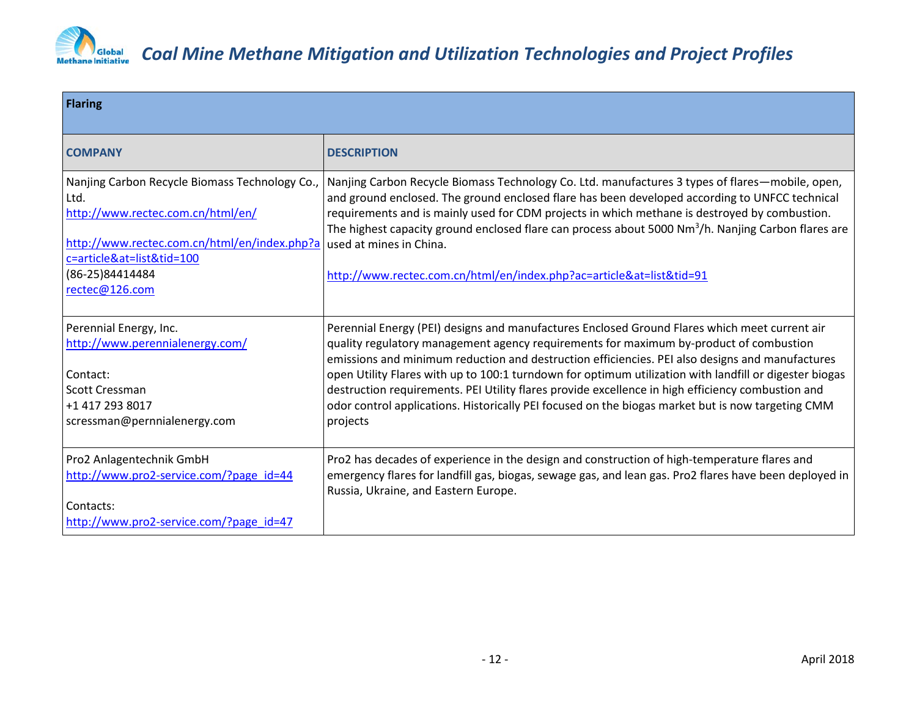| Flaring | |
| --- | --- |
| **COMPANY** | **DESCRIPTION** |
| Nanjing Carbon Recycle Biomass Technology Co., Ltd.<br>http://www.rectec.com.cn/html/en/<br><br>http://www.rectec.com.cn/html/en/index.php?ac=article&at=list&tid=100<br>(86-25)84414484<br>rectec@126.com | Nanjing Carbon Recycle Biomass Technology Co. Ltd. manufactures 3 types of flares—mobile, open, and ground enclosed. The ground enclosed flare has been developed according to UNFCC technical requirements and is mainly used for CDM projects in which methane is destroyed by combustion. The highest capacity ground enclosed flare can process about 5000 $Nm^3/h$. Nanjing Carbon flares are used at mines in China.<br><br>http://www.rectec.com.cn/html/en/index.php?ac=article&at=list&tid=91 |
| Perennial Energy, Inc.<br>http://www.perennialenergy.com/<br><br>Contact:<br>Scott Cressman<br>+1 417 293 8017<br>scressman@pernnialenergy.com | Perennial Energy (PEI) designs and manufactures Enclosed Ground Flares which meet current air quality regulatory management agency requirements for maximum by-product of combustion emissions and minimum reduction and destruction efficiencies. PEI also designs and manufactures open Utility Flares with up to 100:1 turndown for optimum utilization with landfill or digester biogas destruction requirements. PEI Utility flares provide excellence in high efficiency combustion and odor control applications. Historically PEI focused on the biogas market but is now targeting CMM projects |
| Pro2 Anlagentechnik GmbH<br>http://www.pro2-service.com/?page_id=44<br><br>Contacts:<br>http://www.pro2-service.com/?page_id=47 | Pro2 has decades of experience in the design and construction of high-temperature flares and emergency flares for landfill gas, biogas, sewage gas, and lean gas. Pro2 flares have been deployed in Russia, Ukraine, and Eastern Europe. |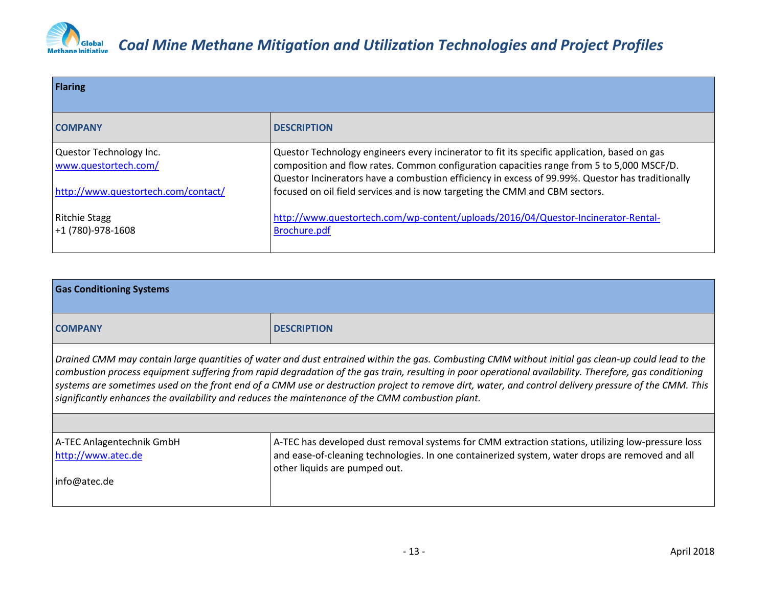| Flaring | |
|---|---|
| **COMPANY** | **DESCRIPTION** |
| Questor Technology Inc.<br>www.questortech.com/<br><br>http://www.questortech.com/contact/<br><br>Ritchie Stagg<br>+1 (780)-978-1608 | Questor Technology engineers every incinerator to fit its specific application, based on gas composition and flow rates. Common configuration capacities range from 5 to 5,000 MSCF/D. Questor Incinerators have a combustion efficiency in excess of 99.99%. Questor has traditionally focused on oil field services and is now targeting the CMM and CBM sectors.<br><br>http://www.questortech.com/wp-content/uploads/2016/04/Questor-Incinerator-Rental-Brochure.pdf |

| Gas Conditioning Systems | |
|---|---|
| **COMPANY** | **DESCRIPTION** |
| *Drained CMM may contain large quantities of water and dust entrained within the gas. Combusting CMM without initial gas clean-up could lead to the combustion process equipment suffering from rapid degradation of the gas train, resulting in poor operational availability. Therefore, gas conditioning systems are sometimes used on the front end of a CMM use or destruction project to remove dirt, water, and control delivery pressure of the CMM. This significantly enhances the availability and reduces the maintenance of the CMM combustion plant.* | |
| | |
| A-TEC Anlagentechnik GmbH<br>http://www.atec.de<br><br>info@atec.de | A-TEC has developed dust removal systems for CMM extraction stations, utilizing low-pressure loss and ease-of-cleaning technologies. In one containerized system, water drops are removed and all other liquids are pumped out. |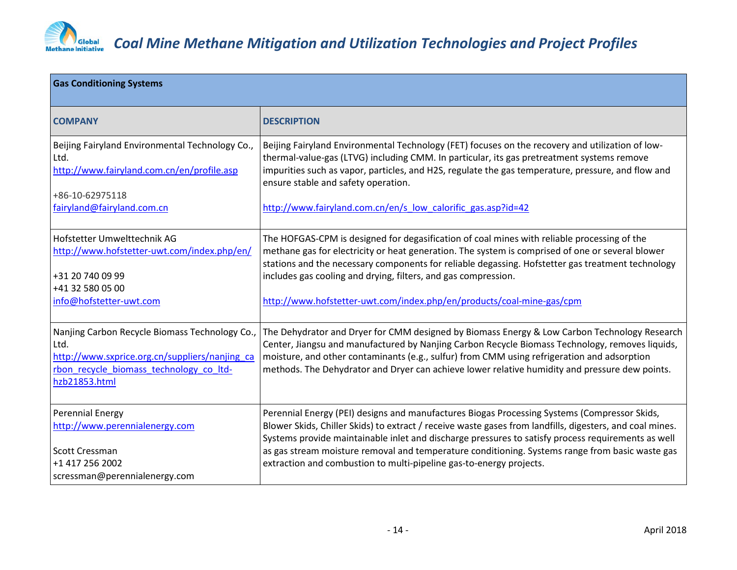| Gas Conditioning Systems | |
|---|---|
| **COMPANY** | **DESCRIPTION** |
| Beijing Fairyland Environmental Technology Co., Ltd.<br>http://www.fairyland.com.cn/en/profile.asp<br><br>+86-10-62975118<br>fairyland@fairyland.com.cn | Beijing Fairyland Environmental Technology (FET) focuses on the recovery and utilization of low-thermal-value-gas (LTVG) including CMM. In particular, its gas pretreatment systems remove impurities such as vapor, particles, and $H_2S$, regulate the gas temperature, pressure, and flow and ensure stable and safety operation.<br><br>http://www.fairyland.com.cn/en/s_low_calorific_gas.asp?id=42 |
| Hofstetter Umwelttechnik AG<br>http://www.hofstetter-uwt.com/index.php/en/<br><br>+31 20 740 09 99<br>+41 32 580 05 00<br>info@hofstetter-uwt.com | The HOFGAS-CPM is designed for degasification of coal mines with reliable processing of the methane gas for electricity or heat generation. The system is comprised of one or several blower stations and the necessary components for reliable degassing. Hofstetter gas treatment technology includes gas cooling and drying, filters, and gas compression.<br><br>http://www.hofstetter-uwt.com/index.php/en/products/coal-mine-gas/cpm |
| Nanjing Carbon Recycle Biomass Technology Co., Ltd.<br>http://www.sxprice.org.cn/suppliers/nanjing_carbon_recycle_biomass_technology_co_ltd-hzb21853.html | The Dehydrator and Dryer for CMM designed by Biomass Energy & Low Carbon Technology Research Center, Jiangsu and manufactured by Nanjing Carbon Recycle Biomass Technology, removes liquids, moisture, and other contaminants (e.g., sulfur) from CMM using refrigeration and adsorption methods. The Dehydrator and Dryer can achieve lower relative humidity and pressure dew points. |
| Perennial Energy<br>http://www.perennialenergy.com<br><br>Scott Cressman<br>+1 417 256 2002<br>scressman@perennialenergy.com | Perennial Energy (PEI) designs and manufactures Biogas Processing Systems (Compressor Skids, Blower Skids, Chiller Skids) to extract / receive waste gases from landfills, digesters, and coal mines. Systems provide maintainable inlet and discharge pressures to satisfy process requirements as well as gas stream moisture removal and temperature conditioning. Systems range from basic waste gas extraction and combustion to multi-pipeline gas-to-energy projects. |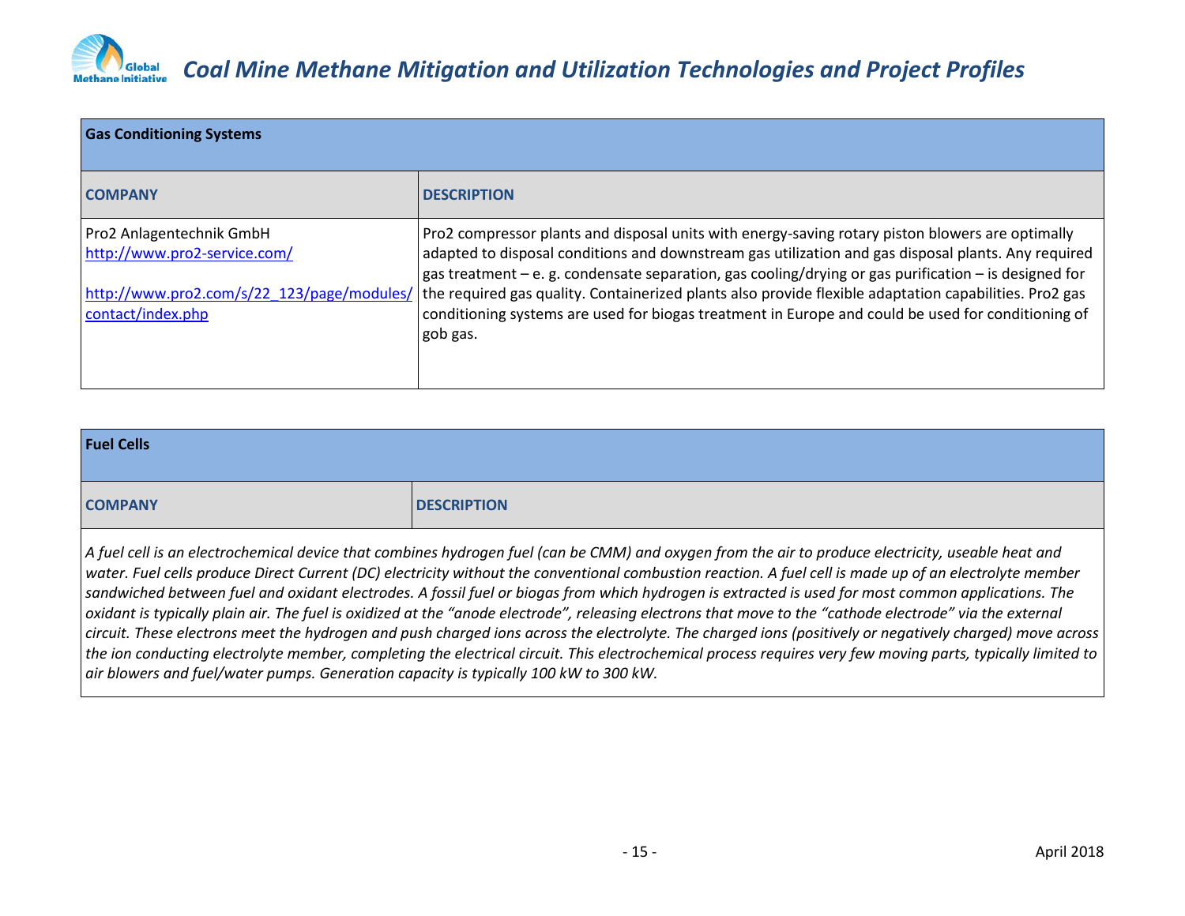| Gas Conditioning Systems | |
|---|---|
| **COMPANY** | **DESCRIPTION** |
| Pro2 Anlagentechnik GmbH<br>http://www.pro2-service.com/<br><br>http://www.pro2.com/s/22_123/page/modules/contact/index.php | Pro2 compressor plants and disposal units with energy-saving rotary piston blowers are optimally adapted to disposal conditions and downstream gas utilization and gas disposal plants. Any required gas treatment – e. g. condensate separation, gas cooling/drying or gas purification – is designed for the required gas quality. Containerized plants also provide flexible adaptation capabilities. Pro2 gas conditioning systems are used for biogas treatment in Europe and could be used for conditioning of gob gas. |

| Fuel Cells | |
|---|---|
| **COMPANY** | **DESCRIPTION** |
| *A fuel cell is an electrochemical device that combines hydrogen fuel (can be CMM) and oxygen from the air to produce electricity, useable heat and water. Fuel cells produce Direct Current (DC) electricity without the conventional combustion reaction. A fuel cell is made up of an electrolyte member sandwiched between fuel and oxidant electrodes. A fossil fuel or biogas from which hydrogen is extracted is used for most common applications. The oxidant is typically plain air. The fuel is oxidized at the "anode electrode", releasing electrons that move to the "cathode electrode" via the external circuit. These electrons meet the hydrogen and push charged ions across the electrolyte. The charged ions (positively or negatively charged) move across the ion conducting electrolyte member, completing the electrical circuit. This electrochemical process requires very few moving parts, typically limited to air blowers and fuel/water pumps. Generation capacity is typically 100 kW to 300 kW.* | |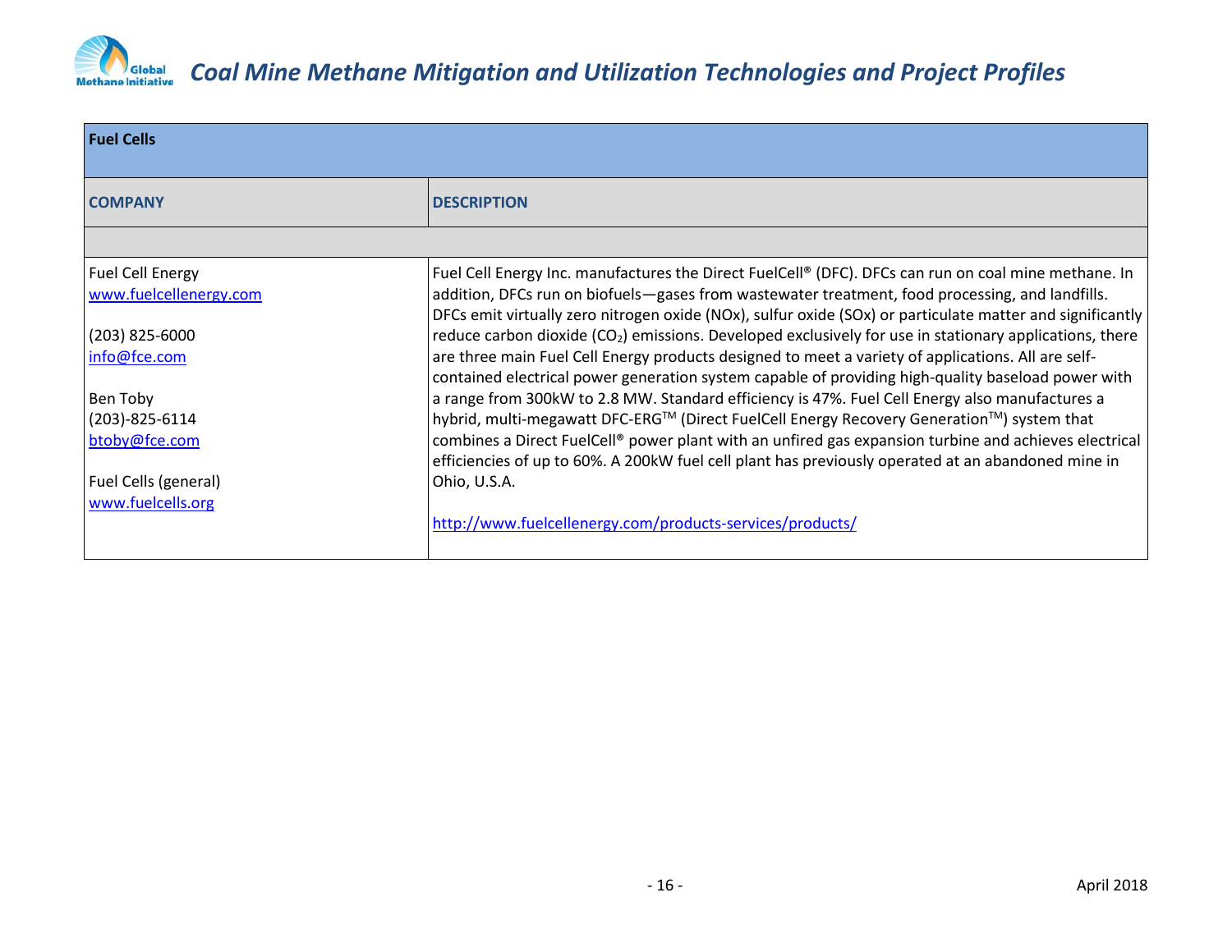| Fuel Cells | |
|---|---|
| **COMPANY** | **DESCRIPTION** |
| | |
| Fuel Cell Energy<br>www.fuelcellenergy.com<br><br>(203) 825-6000<br>info@fce.com<br><br>Ben Toby<br>(203)-825-6114<br>btoby@fce.com<br><br>Fuel Cells (general)<br>www.fuelcells.org | Fuel Cell Energy Inc. manufactures the Direct FuelCell® (DFC). DFCs can run on coal mine methane. In addition, DFCs run on biofuels—gases from wastewater treatment, food processing, and landfills. DFCs emit virtually zero nitrogen oxide (NOx), sulfur oxide (SOx) or particulate matter and significantly reduce carbon dioxide ($CO_2$) emissions. Developed exclusively for use in stationary applications, there are three main Fuel Cell Energy products designed to meet a variety of applications. All are self-contained electrical power generation system capable of providing high-quality baseload power with a range from 300kW to 2.8 MW. Standard efficiency is 47%. Fuel Cell Energy also manufactures a hybrid, multi-megawatt DFC-ERG™ (Direct FuelCell Energy Recovery Generation™) system that combines a Direct FuelCell® power plant with an unfired gas expansion turbine and achieves electrical efficiencies of up to 60%. A 200kW fuel cell plant has previously operated at an abandoned mine in Ohio, U.S.A.<br><br>http://www.fuelcellenergy.com/products-services/products/ |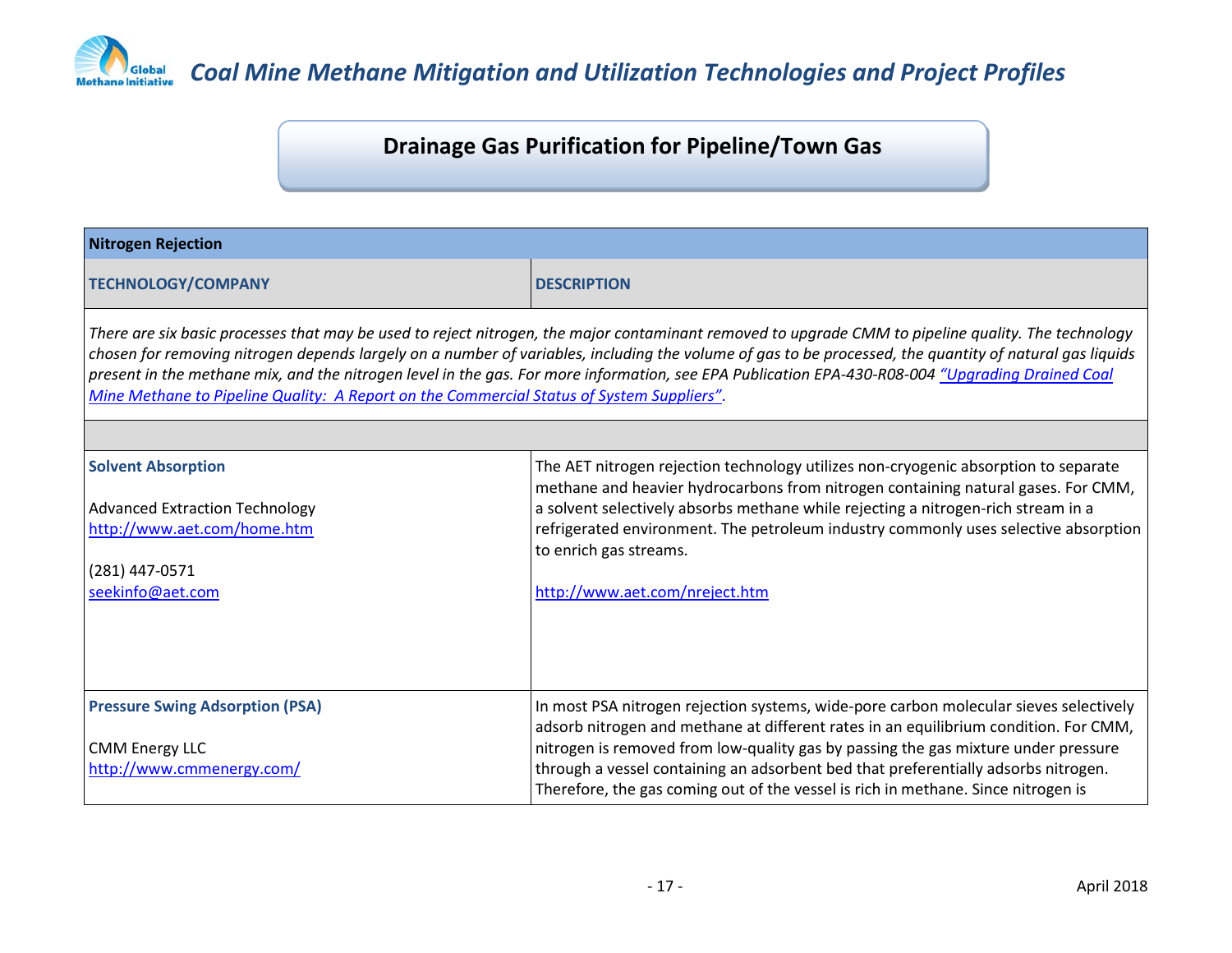## Drainage Gas Purification for Pipeline/Town Gas

| Nitrogen Rejection | |
|---|---|
| **TECHNOLOGY/COMPANY** | **DESCRIPTION** |
| *There are six basic processes that may be used to reject nitrogen, the major contaminant removed to upgrade CMM to pipeline quality. The technology chosen for removing nitrogen depends largely on a number of variables, including the volume of gas to be processed, the quantity of natural gas liquids present in the methane mix, and the nitrogen level in the gas. For more information, see EPA Publication EPA-430-R08-004 "Upgrading Drained Coal Mine Methane to Pipeline Quality: A Report on the Commercial Status of System Suppliers".* | |
| | |
| **Solvent Absorption**<br><br>Advanced Extraction Technology<br>http://www.aet.com/home.htm<br><br>(281) 447-0571<br>seekinfo@aet.com | The AET nitrogen rejection technology utilizes non-cryogenic absorption to separate methane and heavier hydrocarbons from nitrogen containing natural gases. For CMM, a solvent selectively absorbs methane while rejecting a nitrogen-rich stream in a refrigerated environment. The petroleum industry commonly uses selective absorption to enrich gas streams.<br><br>http://www.aet.com/nreject.htm |
| **Pressure Swing Adsorption (PSA)**<br><br>CMM Energy LLC<br>http://www.cmmenergy.com/ | In most PSA nitrogen rejection systems, wide-pore carbon molecular sieves selectively adsorb nitrogen and methane at different rates in an equilibrium condition. For CMM, nitrogen is removed from low-quality gas by passing the gas mixture under pressure through a vessel containing an adsorbent bed that preferentially adsorbs nitrogen. Therefore, the gas coming out of the vessel is rich in methane. Since nitrogen is |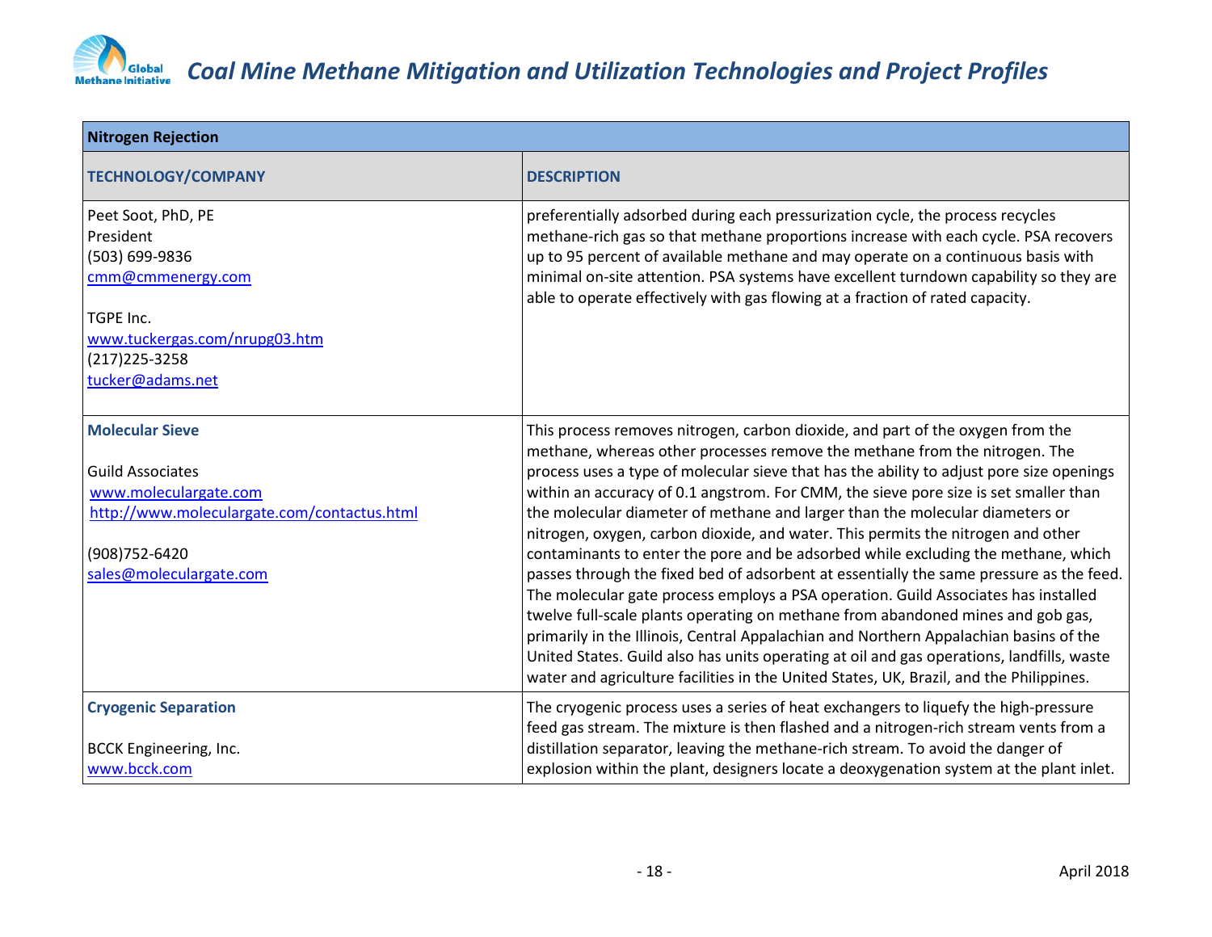| Nitrogen Rejection | |
|---|---|
| **TECHNOLOGY/COMPANY** | **DESCRIPTION** |
| Peet Soot, PhD, PE<br>President<br>(503) 699-9836<br>cmm@cmmenergy.com<br><br>TGPE Inc.<br>www.tuckergas.com/nrupg03.htm<br>(217)225-3258<br>tucker@adams.net | preferentially adsorbed during each pressurization cycle, the process recycles methane-rich gas so that methane proportions increase with each cycle. PSA recovers up to 95 percent of available methane and may operate on a continuous basis with minimal on-site attention. PSA systems have excellent turndown capability so they are able to operate effectively with gas flowing at a fraction of rated capacity. |
| **Molecular Sieve**<br><br>Guild Associates<br>www.moleculargate.com<br>http://www.moleculargate.com/contactus.html<br><br>(908)752-6420<br>sales@moleculargate.com | This process removes nitrogen, carbon dioxide, and part of the oxygen from the methane, whereas other processes remove the methane from the nitrogen. The process uses a type of molecular sieve that has the ability to adjust pore size openings within an accuracy of 0.1 angstrom. For CMM, the sieve pore size is set smaller than the molecular diameter of methane and larger than the molecular diameters or nitrogen, oxygen, carbon dioxide, and water. This permits the nitrogen and other contaminants to enter the pore and be adsorbed while excluding the methane, which passes through the fixed bed of adsorbent at essentially the same pressure as the feed. The molecular gate process employs a PSA operation. Guild Associates has installed twelve full-scale plants operating on methane from abandoned mines and gob gas, primarily in the Illinois, Central Appalachian and Northern Appalachian basins of the United States. Guild also has units operating at oil and gas operations, landfills, waste water and agriculture facilities in the United States, UK, Brazil, and the Philippines. |
| **Cryogenic Separation**<br><br>BCCK Engineering, Inc.<br>www.bcck.com | The cryogenic process uses a series of heat exchangers to liquefy the high-pressure feed gas stream. The mixture is then flashed and a nitrogen-rich stream vents from a distillation separator, leaving the methane-rich stream. To avoid the danger of explosion within the plant, designers locate a deoxygenation system at the plant inlet. |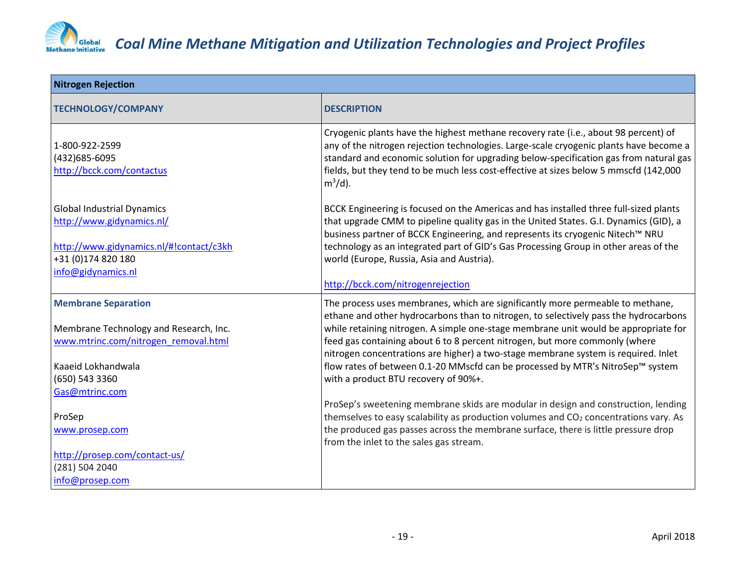| Nitrogen Rejection | |
|---|---|
| **TECHNOLOGY/COMPANY** | **DESCRIPTION** |
| 1-800-922-2599<br>(432)685-6095<br>http://bcck.com/contactus<br><br>Global Industrial Dynamics<br>http://www.gidynamics.nl/<br><br>http://www.gidynamics.nl/#!contact/c3kh<br>+31 (0)174 820 180<br>info@gidynamics.nl | Cryogenic plants have the highest methane recovery rate (i.e., about 98 percent) of any of the nitrogen rejection technologies. Large-scale cryogenic plants have become a standard and economic solution for upgrading below-specification gas from natural gas fields, but they tend to be much less cost-effective at sizes below 5 mmscfd (142,000 $m^3$/d).<br><br>BCCK Engineering is focused on the Americas and has installed three full-sized plants that upgrade CMM to pipeline quality gas in the United States. G.I. Dynamics (GID), a business partner of BCCK Engineering, and represents its cryogenic Nitech™ NRU technology as an integrated part of GID's Gas Processing Group in other areas of the world (Europe, Russia, Asia and Austria).<br><br>http://bcck.com/nitrogenrejection |
| **Membrane Separation**<br><br>Membrane Technology and Research, Inc.<br>www.mtrinc.com/nitrogen_removal.html<br><br>Kaaeid Lokhandwala<br>(650) 543 3360<br>Gas@mtrinc.com<br><br>ProSep<br>www.prosep.com<br><br>http://prosep.com/contact-us/<br>(281) 504 2040<br>info@prosep.com | The process uses membranes, which are significantly more permeable to methane, ethane and other hydrocarbons than to nitrogen, to selectively pass the hydrocarbons while retaining nitrogen. A simple one-stage membrane unit would be appropriate for feed gas containing about 6 to 8 percent nitrogen, but more commonly (where nitrogen concentrations are higher) a two-stage membrane system is required. Inlet flow rates of between 0.1-20 MMscfd can be processed by MTR's NitroSep™ system with a product BTU recovery of 90%+.<br><br>ProSep's sweetening membrane skids are modular in design and construction, lending themselves to easy scalability as production volumes and $CO_2$ concentrations vary. As the produced gas passes across the membrane surface, there is little pressure drop from the inlet to the sales gas stream. |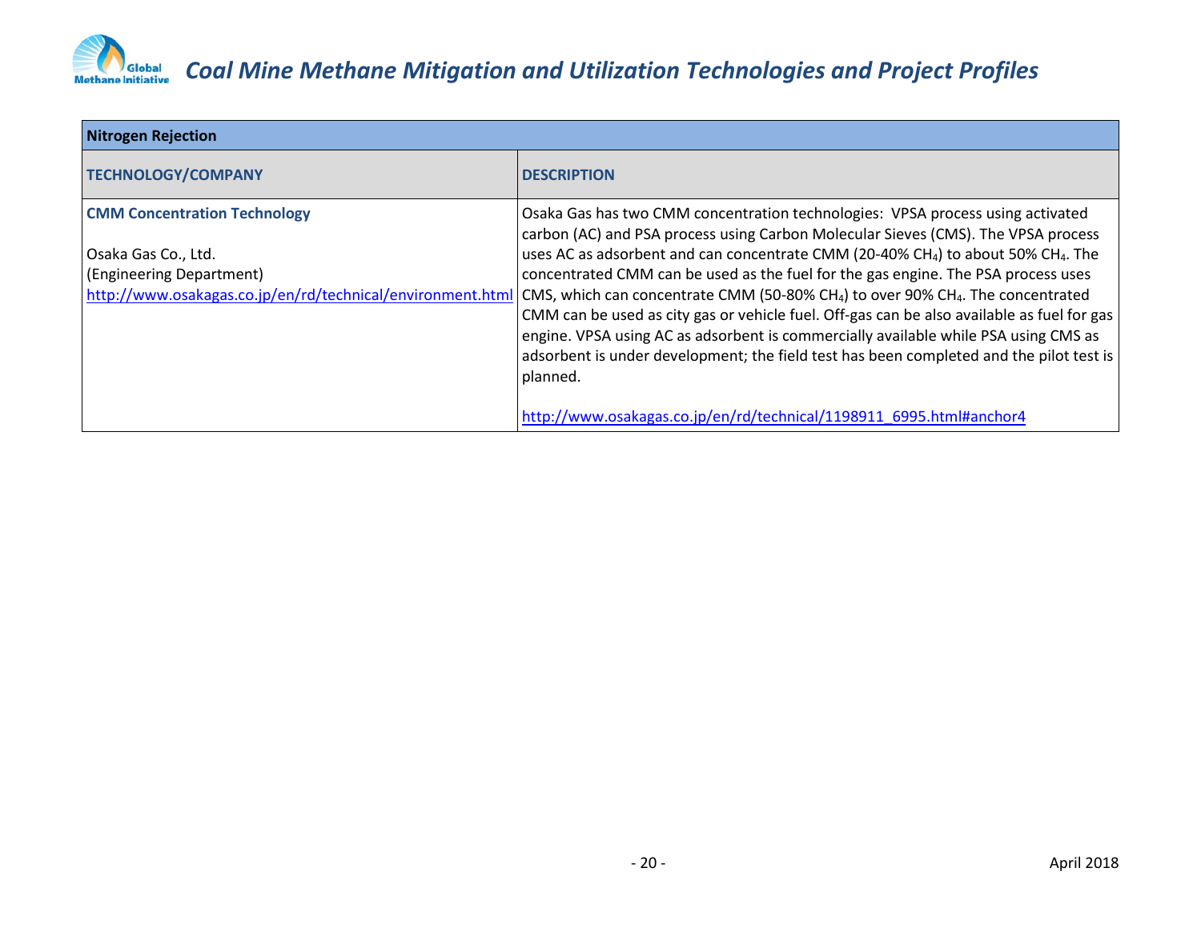| Nitrogen Rejection | |
|---|---|
| **TECHNOLOGY/COMPANY** | **DESCRIPTION** |
| **CMM Concentration Technology**<br><br>Osaka Gas Co., Ltd.<br>(Engineering Department)<br>http://www.osakagas.co.jp/en/rd/technical/environment.html | Osaka Gas has two CMM concentration technologies: VPSA process using activated carbon (AC) and PSA process using Carbon Molecular Sieves (CMS). The VPSA process uses AC as adsorbent and can concentrate CMM (20-40% $CH_4$) to about 50% $CH_4$. The concentrated CMM can be used as the fuel for the gas engine. The PSA process uses CMS, which can concentrate CMM (50-80% $CH_4$) to over 90% $CH_4$. The concentrated CMM can be used as city gas or vehicle fuel. Off-gas can be also available as fuel for gas engine. VPSA using AC as adsorbent is commercially available while PSA using CMS as adsorbent is under development; the field test has been completed and the pilot test is planned.<br><br>http://www.osakagas.co.jp/en/rd/technical/1198911_6995.html#anchor4 |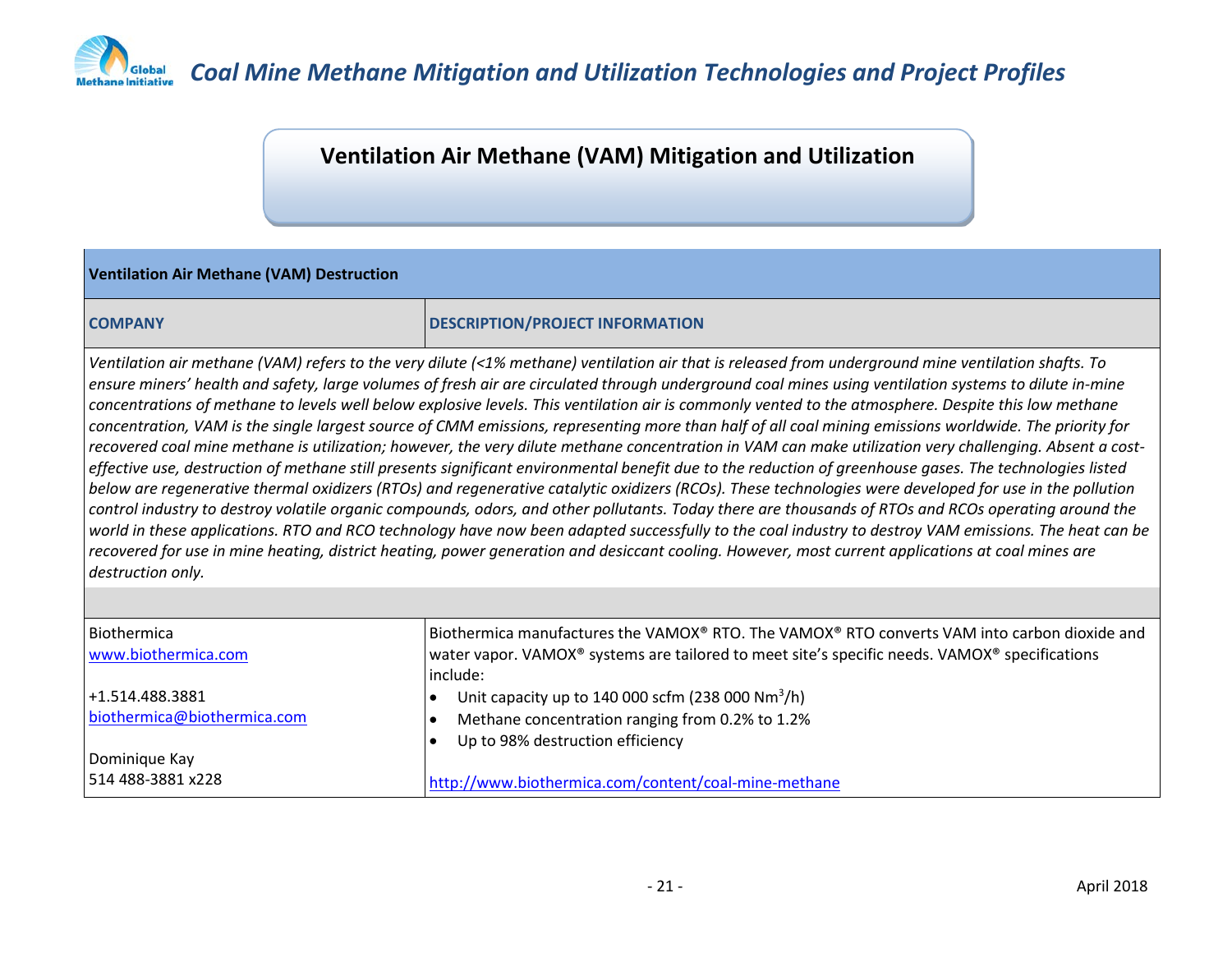## Ventilation Air Methane (VAM) Mitigation and Utilization

| Ventilation Air Methane (VAM) Destruction | |
|---|---|
| **COMPANY** | **DESCRIPTION/PROJECT INFORMATION** |
| *Ventilation air methane (VAM) refers to the very dilute (<1% methane) ventilation air that is released from underground mine ventilation shafts. To ensure miners' health and safety, large volumes of fresh air are circulated through underground coal mines using ventilation systems to dilute in-mine concentrations of methane to levels well below explosive levels. This ventilation air is commonly vented to the atmosphere. Despite this low methane concentration, VAM is the single largest source of CMM emissions, representing more than half of all coal mining emissions worldwide. The priority for recovered coal mine methane is utilization; however, the very dilute methane concentration in VAM can make utilization very challenging. Absent a cost-effective use, destruction of methane still presents significant environmental benefit due to the reduction of greenhouse gases. The technologies listed below are regenerative thermal oxidizers (RTOs) and regenerative catalytic oxidizers (RCOs). These technologies were developed for use in the pollution control industry to destroy volatile organic compounds, odors, and other pollutants. Today there are thousands of RTOs and RCOs operating around the world in these applications. RTO and RCO technology have now been adapted successfully to the coal industry to destroy VAM emissions. The heat can be recovered for use in mine heating, district heating, power generation and desiccant cooling. However, most current applications at coal mines are destruction only.* | |
| | |
| Biothermica<br>www.biothermica.com<br><br>+1.514.488.3881<br>biothermica@biothermica.com<br><br>Dominique Kay<br>514 488-3881 x228 | Biothermica manufactures the VAMOX® RTO. The VAMOX® RTO converts VAM into carbon dioxide and water vapor. VAMOX® systems are tailored to meet site's specific needs. VAMOX® specifications include:<br>• Unit capacity up to 140 000 scfm (238 000 $Nm^3/h$)<br>• Methane concentration ranging from 0.2% to 1.2%<br>• Up to 98% destruction efficiency<br><br>http://www.biothermica.com/content/coal-mine-methane |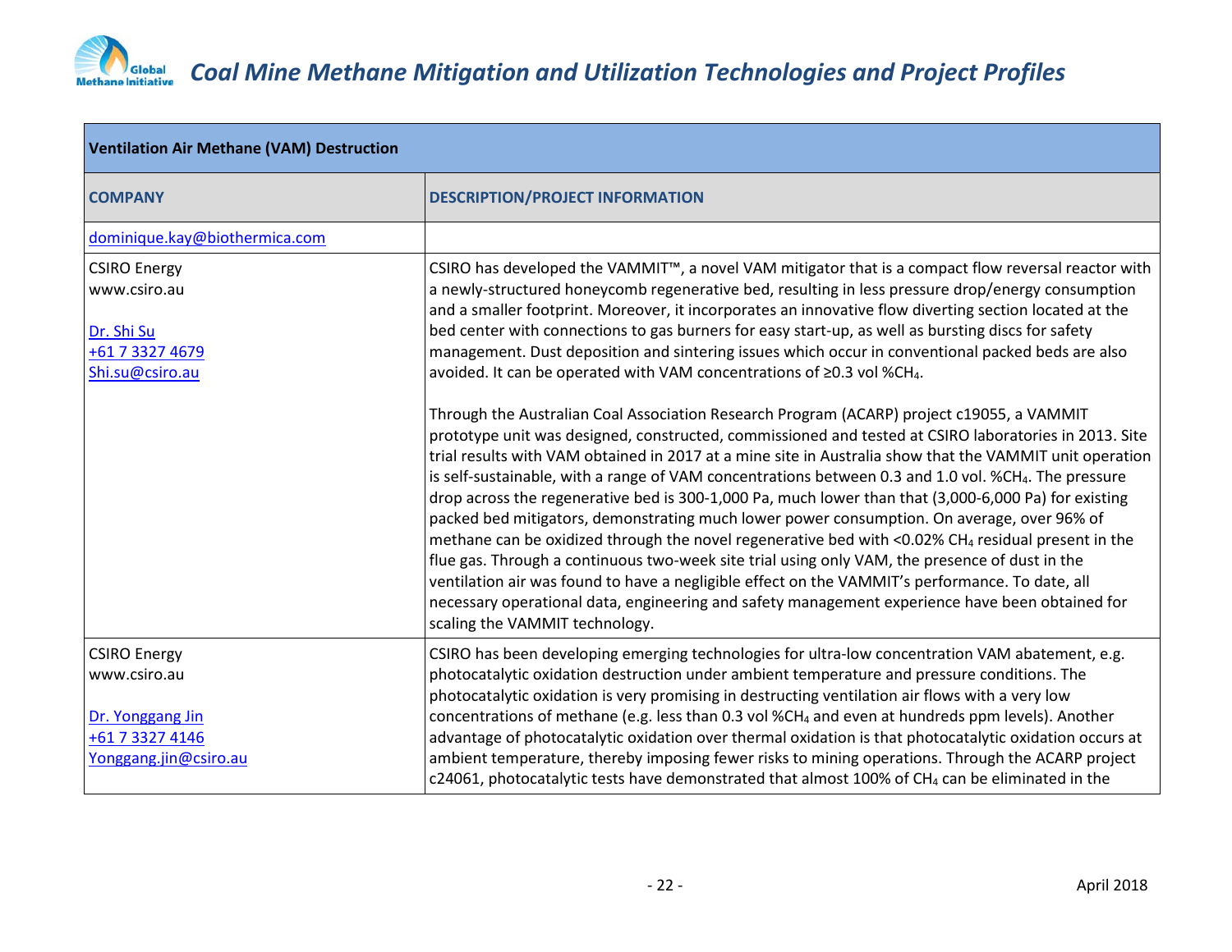| Ventilation Air Methane (VAM) Destruction | |
|---|---|
| COMPANY | DESCRIPTION/PROJECT INFORMATION |
| dominique.kay@biothermica.com | |
| CSIRO Energy<br>www.csiro.au<br><br>Dr. Shi Su<br>+61 7 3327 4679<br>Shi.su@csiro.au | CSIRO has developed the VAMMIT™, a novel VAM mitigator that is a compact flow reversal reactor with a newly-structured honeycomb regenerative bed, resulting in less pressure drop/energy consumption and a smaller footprint. Moreover, it incorporates an innovative flow diverting section located at the bed center with connections to gas burners for easy start-up, as well as bursting discs for safety management. Dust deposition and sintering issues which occur in conventional packed beds are also avoided. It can be operated with VAM concentrations of ≥0.3 vol %$CH_4$.<br><br>Through the Australian Coal Association Research Program (ACARP) project c19055, a VAMMIT prototype unit was designed, constructed, commissioned and tested at CSIRO laboratories in 2013. Site trial results with VAM obtained in 2017 at a mine site in Australia show that the VAMMIT unit operation is self-sustainable, with a range of VAM concentrations between 0.3 and 1.0 vol. %$CH_4$. The pressure drop across the regenerative bed is 300-1,000 Pa, much lower than that (3,000-6,000 Pa) for existing packed bed mitigators, demonstrating much lower power consumption. On average, over 96% of methane can be oxidized through the novel regenerative bed with <0.02% $CH_4$ residual present in the flue gas. Through a continuous two-week site trial using only VAM, the presence of dust in the ventilation air was found to have a negligible effect on the VAMMIT's performance. To date, all necessary operational data, engineering and safety management experience have been obtained for scaling the VAMMIT technology. |
| CSIRO Energy<br>www.csiro.au<br><br>Dr. Yonggang Jin<br>+61 7 3327 4146<br>Yonggang.jin@csiro.au | CSIRO has been developing emerging technologies for ultra-low concentration VAM abatement, e.g. photocatalytic oxidation destruction under ambient temperature and pressure conditions. The photocatalytic oxidation is very promising in destructing ventilation air flows with a very low concentrations of methane (e.g. less than 0.3 vol %$CH_4$ and even at hundreds ppm levels). Another advantage of photocatalytic oxidation over thermal oxidation is that photocatalytic oxidation occurs at ambient temperature, thereby imposing fewer risks to mining operations. Through the ACARP project c24061, photocatalytic tests have demonstrated that almost 100% of $CH_4$ can be eliminated in the |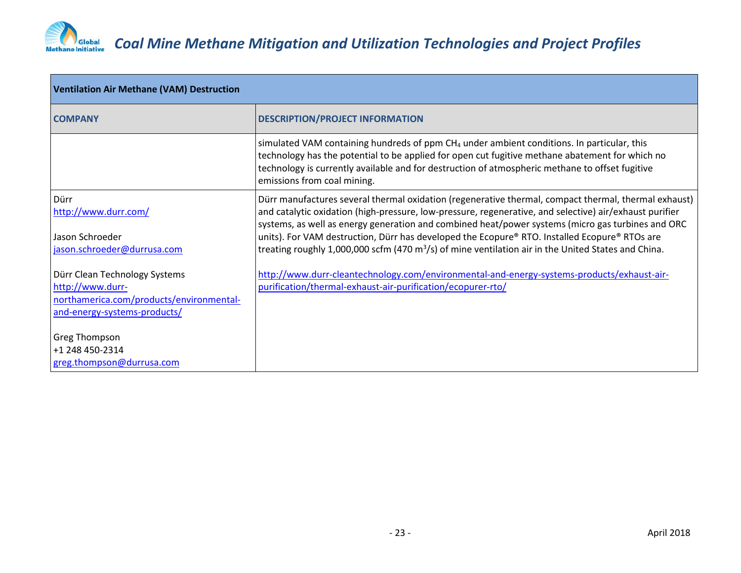| Ventilation Air Methane (VAM) Destruction | |
|---|---|
| **COMPANY** | **DESCRIPTION/PROJECT INFORMATION** |
| | simulated VAM containing hundreds of ppm $CH_4$ under ambient conditions. In particular, this technology has the potential to be applied for open cut fugitive methane abatement for which no technology is currently available and for destruction of atmospheric methane to offset fugitive emissions from coal mining. |
| Dürr<br>http://www.durr.com/<br><br>Jason Schroeder<br>jason.schroeder@durrusa.com<br><br>Dürr Clean Technology Systems<br>http://www.durr-northamerica.com/products/environmental-and-energy-systems-products/<br><br>Greg Thompson<br>+1 248 450-2314<br>greg.thompson@durrusa.com | Dürr manufactures several thermal oxidation (regenerative thermal, compact thermal, thermal exhaust) and catalytic oxidation (high-pressure, low-pressure, regenerative, and selective) air/exhaust purifier systems, as well as energy generation and combined heat/power systems (micro gas turbines and ORC units). For VAM destruction, Dürr has developed the Ecopure® RTO. Installed Ecopure® RTOs are treating roughly 1,000,000 scfm (470 $m^3/s$) of mine ventilation air in the United States and China.<br><br>http://www.durr-cleantechnology.com/environmental-and-energy-systems-products/exhaust-air-purification/thermal-exhaust-air-purification/ecopurer-rto/ |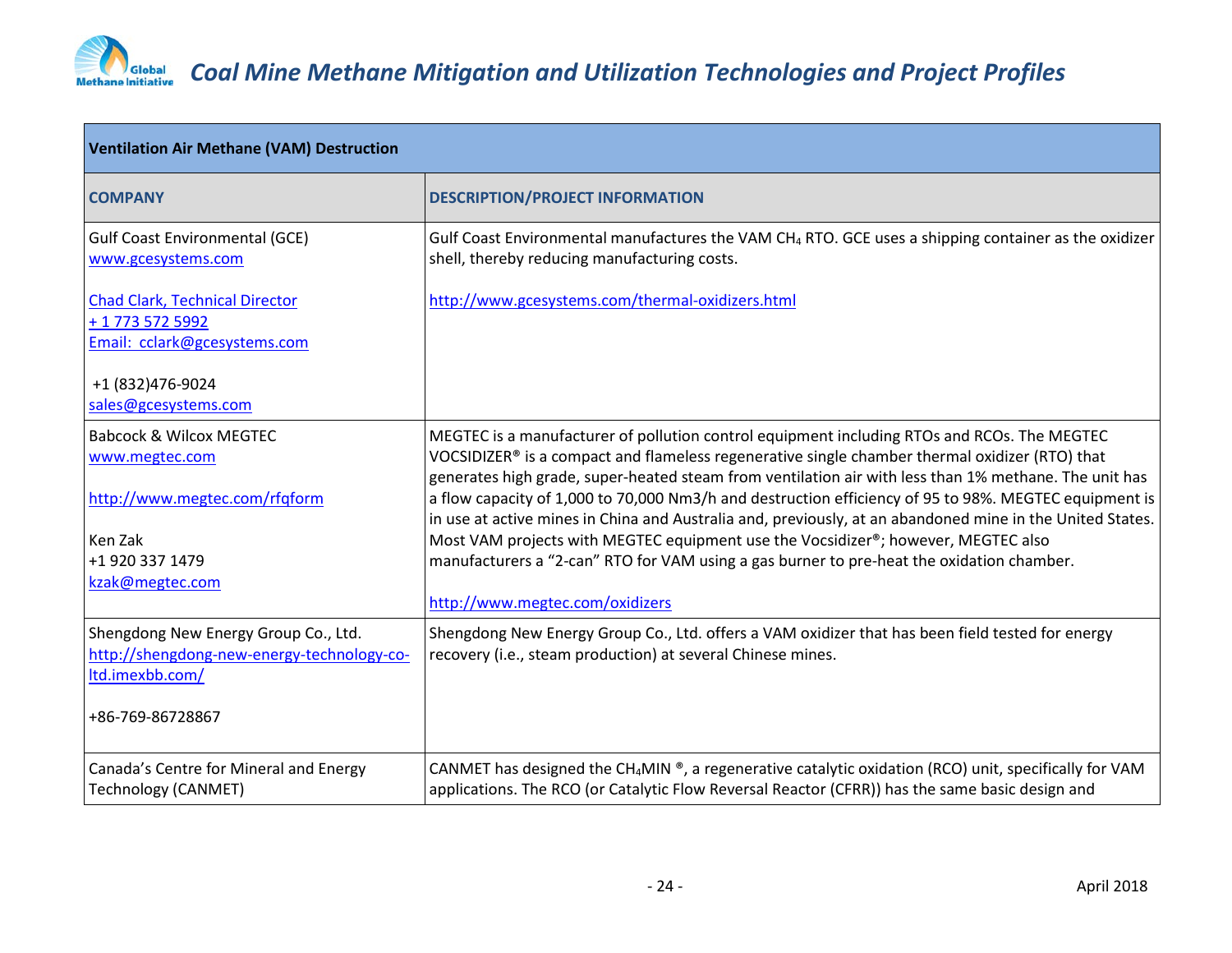| Ventilation Air Methane (VAM) Destruction | |
|---|---|
| **COMPANY** | **DESCRIPTION/PROJECT INFORMATION** |
| Gulf Coast Environmental (GCE)<br>www.gcesystems.com<br><br>Chad Clark, Technical Director<br>+ 1 773 572 5992<br>Email: cclark@gcesystems.com<br><br>+1 (832)476-9024<br>sales@gcesystems.com | Gulf Coast Environmental manufactures the VAM $CH_4$ RTO. GCE uses a shipping container as the oxidizer shell, thereby reducing manufacturing costs.<br><br>http://www.gcesystems.com/thermal-oxidizers.html |
| Babcock & Wilcox MEGTEC<br>www.megtec.com<br><br>http://www.megtec.com/rfqform<br><br>Ken Zak<br>+1 920 337 1479<br>kzak@megtec.com | MEGTEC is a manufacturer of pollution control equipment including RTOs and RCOs. The MEGTEC VOCSIDIZER® is a compact and flameless regenerative single chamber thermal oxidizer (RTO) that generates high grade, super-heated steam from ventilation air with less than 1% methane. The unit has a flow capacity of 1,000 to 70,000 Nm3/h and destruction efficiency of 95 to 98%. MEGTEC equipment is in use at active mines in China and Australia and, previously, at an abandoned mine in the United States. Most VAM projects with MEGTEC equipment use the Vocsidizer®; however, MEGTEC also manufacturers a "2-can" RTO for VAM using a gas burner to pre-heat the oxidation chamber.<br><br>http://www.megtec.com/oxidizers |
| Shengdong New Energy Group Co., Ltd.<br>http://shengdong-new-energy-technology-co-ltd.imexbb.com/<br><br>+86-769-86728867 | Shengdong New Energy Group Co., Ltd. offers a VAM oxidizer that has been field tested for energy recovery (i.e., steam production) at several Chinese mines. |
| Canada's Centre for Mineral and Energy Technology (CANMET) | CANMET has designed the $CH_4$MIN ®, a regenerative catalytic oxidation (RCO) unit, specifically for VAM applications. The RCO (or Catalytic Flow Reversal Reactor (CFRR)) has the same basic design and |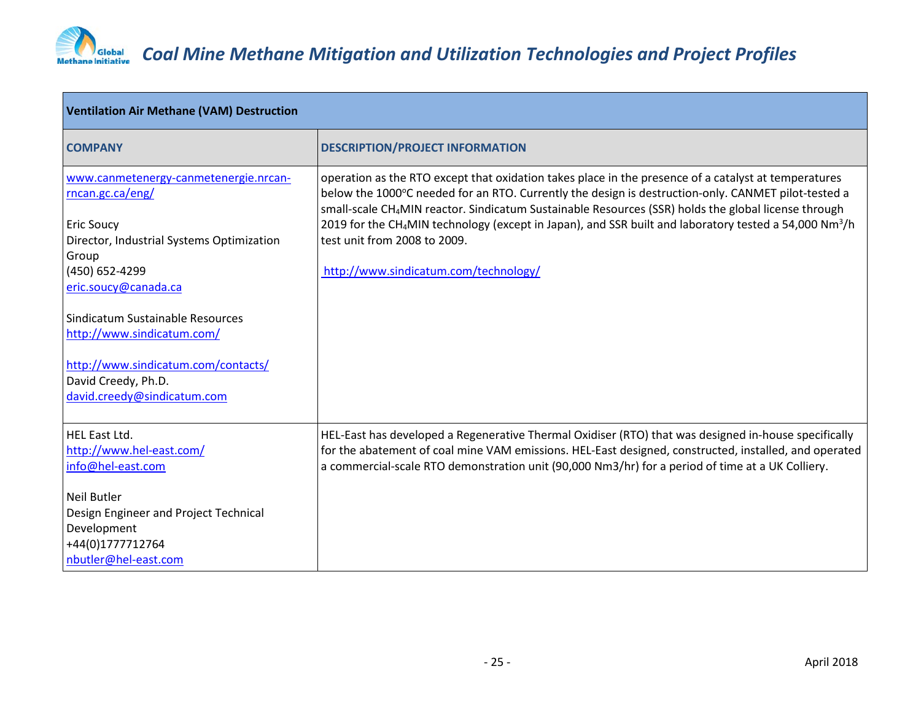| Ventilation Air Methane (VAM) Destruction | |
|---|---|
| **COMPANY** | **DESCRIPTION/PROJECT INFORMATION** |
| www.canmetenergy-canmetenergie.nrcan-rncan.gc.ca/eng/<br><br>Eric Soucy<br>Director, Industrial Systems Optimization Group<br>(450) 652-4299<br>eric.soucy@canada.ca<br><br>Sindicatum Sustainable Resources<br>http://www.sindicatum.com/<br><br>http://www.sindicatum.com/contacts/<br>David Creedy, Ph.D.<br>david.creedy@sindicatum.com | operation as the RTO except that oxidation takes place in the presence of a catalyst at temperatures below the 1000°C needed for an RTO. Currently the design is destruction-only. CANMET pilot-tested a small-scale $CH_4$MIN reactor. Sindicatum Sustainable Resources (SSR) holds the global license through 2019 for the $CH_4$MIN technology (except in Japan), and SSR built and laboratory tested a 54,000 $Nm^3/h$ test unit from 2008 to 2009.<br><br>http://www.sindicatum.com/technology/ |
| HEL East Ltd.<br>http://www.hel-east.com/<br>info@hel-east.com<br><br>Neil Butler<br>Design Engineer and Project Technical Development<br>+44(0)1777712764<br>nbutler@hel-east.com | HEL-East has developed a Regenerative Thermal Oxidiser (RTO) that was designed in-house specifically for the abatement of coal mine VAM emissions. HEL-East designed, constructed, installed, and operated a commercial-scale RTO demonstration unit (90,000 Nm3/hr) for a period of time at a UK Colliery. |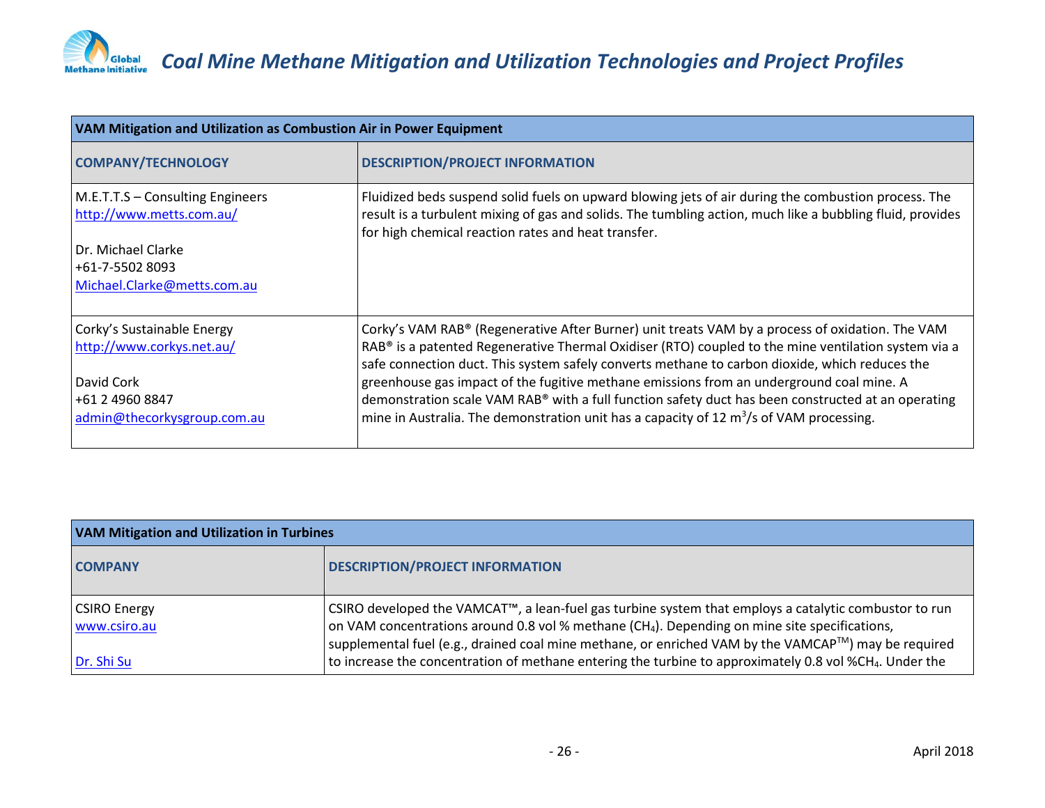| VAM Mitigation and Utilization as Combustion Air in Power Equipment | |
|---|---|
| **COMPANY/TECHNOLOGY** | **DESCRIPTION/PROJECT INFORMATION** |
| M.E.T.T.S – Consulting Engineers<br>http://www.metts.com.au/<br><br>Dr. Michael Clarke<br>+61-7-5502 8093<br>Michael.Clarke@metts.com.au | Fluidized beds suspend solid fuels on upward blowing jets of air during the combustion process. The result is a turbulent mixing of gas and solids. The tumbling action, much like a bubbling fluid, provides for high chemical reaction rates and heat transfer. |
| Corky's Sustainable Energy<br>http://www.corkys.net.au/<br><br>David Cork<br>+61 2 4960 8847<br>admin@thecorkysgroup.com.au | Corky's VAM RAB® (Regenerative After Burner) unit treats VAM by a process of oxidation. The VAM RAB® is a patented Regenerative Thermal Oxidiser (RTO) coupled to the mine ventilation system via a safe connection duct. This system safely converts methane to carbon dioxide, which reduces the greenhouse gas impact of the fugitive methane emissions from an underground coal mine. A demonstration scale VAM RAB® with a full function safety duct has been constructed at an operating mine in Australia. The demonstration unit has a capacity of 12 $m^3/s$ of VAM processing. |

| VAM Mitigation and Utilization in Turbines | |
|---|---|
| **COMPANY** | **DESCRIPTION/PROJECT INFORMATION** |
| CSIRO Energy<br>www.csiro.au<br><br>Dr. Shi Su | CSIRO developed the VAMCAT™, a lean-fuel gas turbine system that employs a catalytic combustor to run on VAM concentrations around 0.8 vol % methane ($CH_4$). Depending on mine site specifications, supplemental fuel (e.g., drained coal mine methane, or enriched VAM by the VAMCAP™) may be required to increase the concentration of methane entering the turbine to approximately 0.8 vol %$CH_4$. Under the |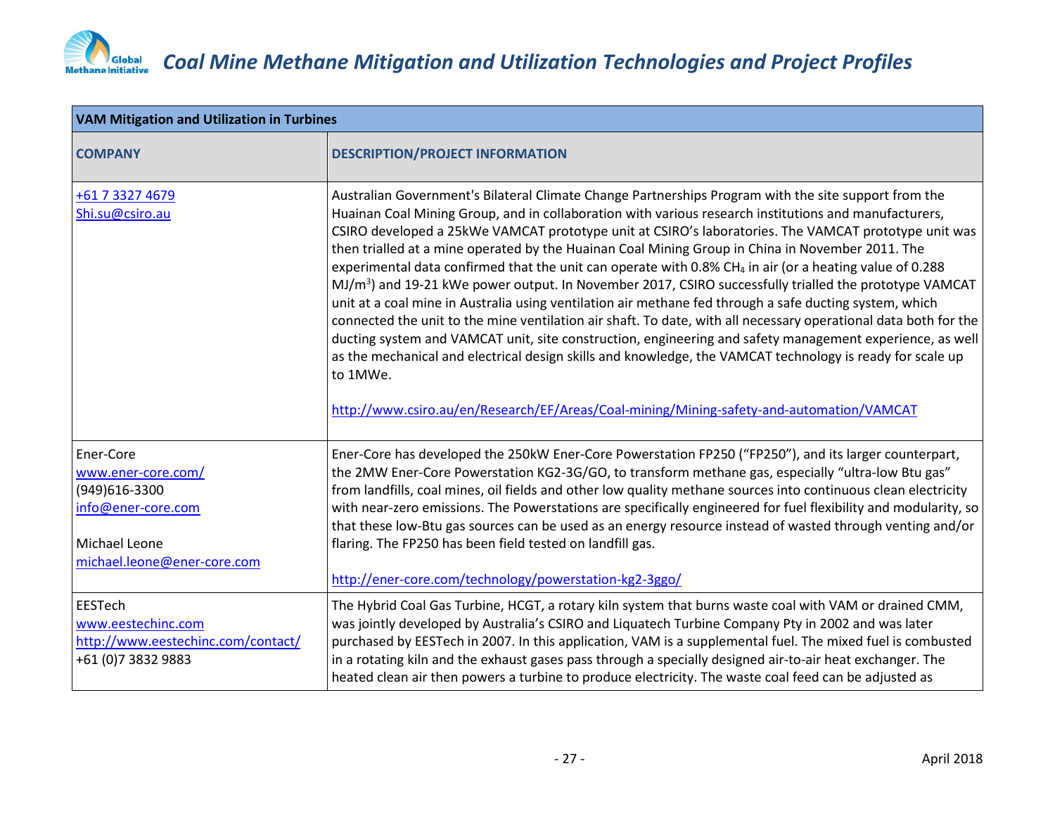| VAM Mitigation and Utilization in Turbines | |
|---|---|
| **COMPANY** | **DESCRIPTION/PROJECT INFORMATION** |
| +61 7 3327 4679<br>Shi.su@csiro.au | Australian Government's Bilateral Climate Change Partnerships Program with the site support from the Huainan Coal Mining Group, and in collaboration with various research institutions and manufacturers, CSIRO developed a 25kWe VAMCAT prototype unit at CSIRO's laboratories. The VAMCAT prototype unit was then trialled at a mine operated by the Huainan Coal Mining Group in China in November 2011. The experimental data confirmed that the unit can operate with 0.8% $CH_4$ in air (or a heating value of 0.288 MJ/$m^3$) and 19-21 kWe power output. In November 2017, CSIRO successfully trialled the prototype VAMCAT unit at a coal mine in Australia using ventilation air methane fed through a safe ducting system, which connected the unit to the mine ventilation air shaft. To date, with all necessary operational data both for the ducting system and VAMCAT unit, site construction, engineering and safety management experience, as well as the mechanical and electrical design skills and knowledge, the VAMCAT technology is ready for scale up to 1MWe.<br><br>http://www.csiro.au/en/Research/EF/Areas/Coal-mining/Mining-safety-and-automation/VAMCAT |
| Ener-Core<br>www.ener-core.com/<br>(949)616-3300<br>info@ener-core.com<br><br>Michael Leone<br>michael.leone@ener-core.com | Ener-Core has developed the 250kW Ener-Core Powerstation FP250 ("FP250"), and its larger counterpart, the 2MW Ener-Core Powerstation KG2-3G/GO, to transform methane gas, especially "ultra-low Btu gas" from landfills, coal mines, oil fields and other low quality methane sources into continuous clean electricity with near-zero emissions. The Powerstations are specifically engineered for fuel flexibility and modularity, so that these low-Btu gas sources can be used as an energy resource instead of wasted through venting and/or flaring. The FP250 has been field tested on landfill gas.<br><br>http://ener-core.com/technology/powerstation-kg2-3ggo/ |
| EESTech<br>www.eestechinc.com<br>http://www.eestechinc.com/contact/<br>+61 (0)7 3832 9883 | The Hybrid Coal Gas Turbine, HCGT, a rotary kiln system that burns waste coal with VAM or drained CMM, was jointly developed by Australia's CSIRO and Liquatech Turbine Company Pty in 2002 and was later purchased by EESTech in 2007. In this application, VAM is a supplemental fuel. The mixed fuel is combusted in a rotating kiln and the exhaust gases pass through a specially designed air-to-air heat exchanger. The heated clean air then powers a turbine to produce electricity. The waste coal feed can be adjusted as |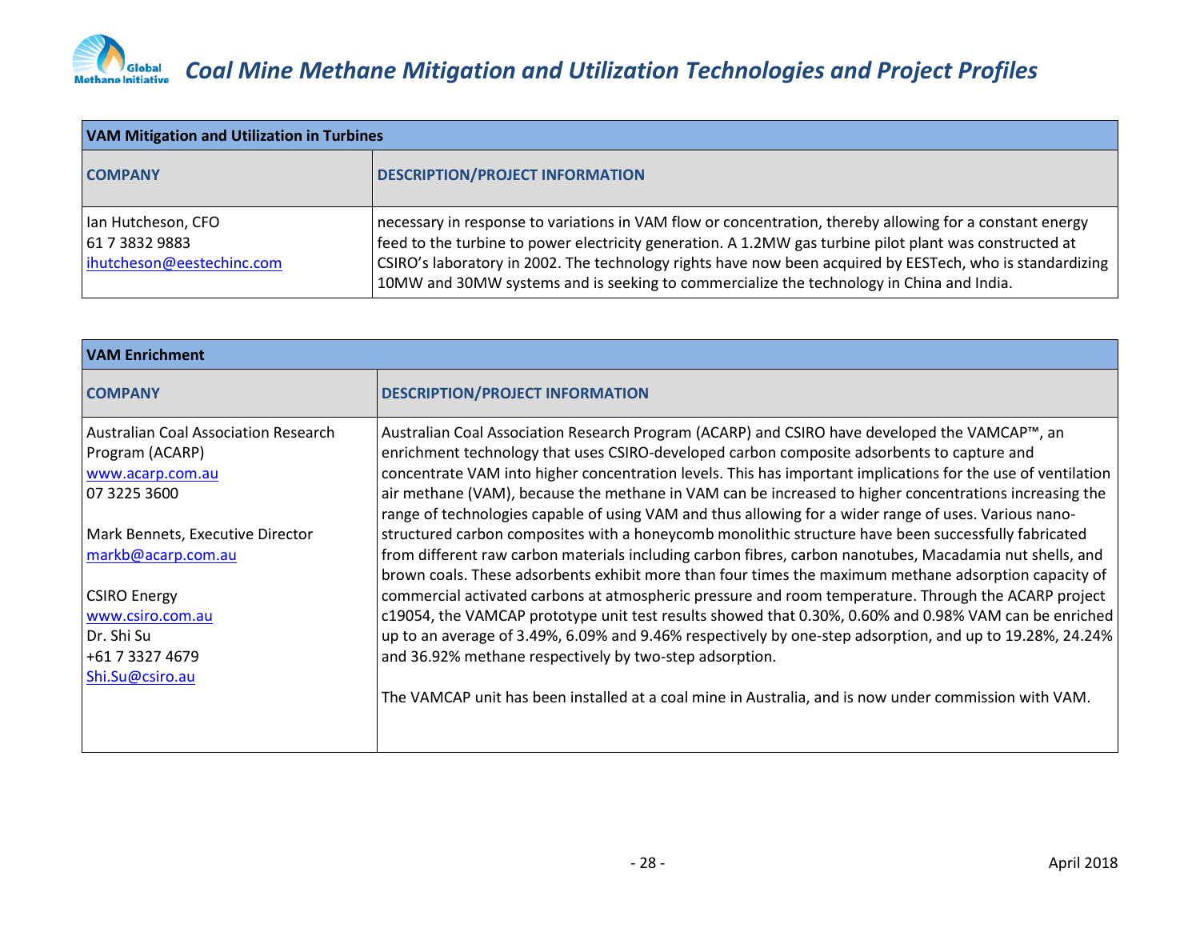| VAM Mitigation and Utilization in Turbines | |
|---|---|
| **COMPANY** | **DESCRIPTION/PROJECT INFORMATION** |
| Ian Hutcheson, CFO<br>61 7 3832 9883<br>ihutcheson@eestechinc.com | necessary in response to variations in VAM flow or concentration, thereby allowing for a constant energy feed to the turbine to power electricity generation. A 1.2MW gas turbine pilot plant was constructed at CSIRO's laboratory in 2002. The technology rights have now been acquired by EESTech, who is standardizing 10MW and 30MW systems and is seeking to commercialize the technology in China and India. |

| VAM Enrichment | |
|---|---|
| **COMPANY** | **DESCRIPTION/PROJECT INFORMATION** |
| Australian Coal Association Research Program (ACARP)<br>www.acarp.com.au<br>07 3225 3600<br><br>Mark Bennets, Executive Director<br>markb@acarp.com.au<br><br>CSIRO Energy<br>www.csiro.com.au<br>Dr. Shi Su<br>+61 7 3327 4679<br>Shi.Su@csiro.au | Australian Coal Association Research Program (ACARP) and CSIRO have developed the VAMCAP™, an enrichment technology that uses CSIRO-developed carbon composite adsorbents to capture and concentrate VAM into higher concentration levels. This has important implications for the use of ventilation air methane (VAM), because the methane in VAM can be increased to higher concentrations increasing the range of technologies capable of using VAM and thus allowing for a wider range of uses. Various nano-structured carbon composites with a honeycomb monolithic structure have been successfully fabricated from different raw carbon materials including carbon fibres, carbon nanotubes, Macadamia nut shells, and brown coals. These adsorbents exhibit more than four times the maximum methane adsorption capacity of commercial activated carbons at atmospheric pressure and room temperature. Through the ACARP project c19054, the VAMCAP prototype unit test results showed that 0.30%, 0.60% and 0.98% VAM can be enriched up to an average of 3.49%, 6.09% and 9.46% respectively by one-step adsorption, and up to 19.28%, 24.24% and 36.92% methane respectively by two-step adsorption.<br><br>The VAMCAP unit has been installed at a coal mine in Australia, and is now under commission with VAM. |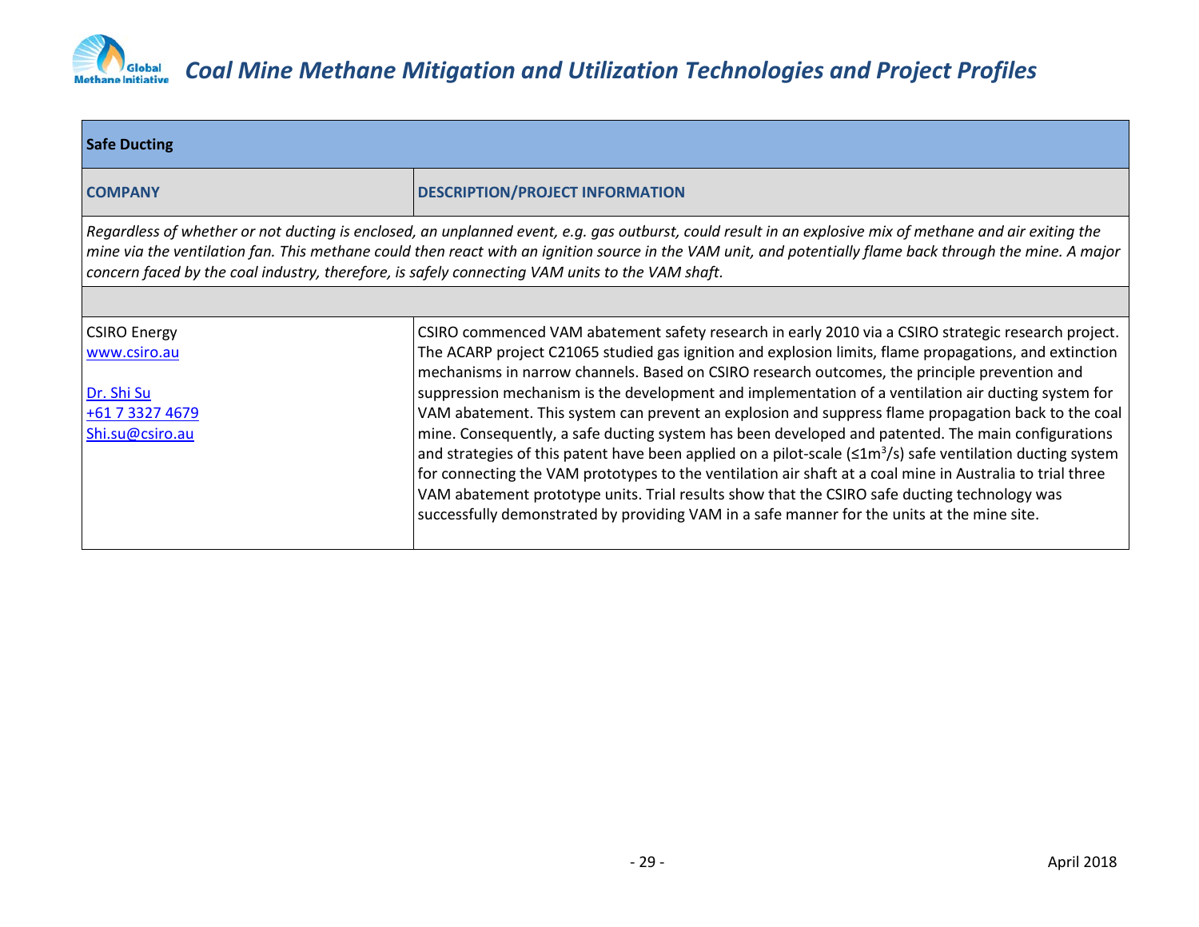| **Safe Ducting** | |
|---|---|
| **COMPANY** | **DESCRIPTION/PROJECT INFORMATION** |
| *Regardless of whether or not ducting is enclosed, an unplanned event, e.g. gas outburst, could result in an explosive mix of methane and air exiting the mine via the ventilation fan. This methane could then react with an ignition source in the VAM unit, and potentially flame back through the mine. A major concern faced by the coal industry, therefore, is safely connecting VAM units to the VAM shaft.* | |
| | |
| CSIRO Energy<br>www.csiro.au<br><br>Dr. Shi Su<br>+61 7 3327 4679<br>Shi.su@csiro.au | CSIRO commenced VAM abatement safety research in early 2010 via a CSIRO strategic research project. The ACARP project C21065 studied gas ignition and explosion limits, flame propagations, and extinction mechanisms in narrow channels. Based on CSIRO research outcomes, the principle prevention and suppression mechanism is the development and implementation of a ventilation air ducting system for VAM abatement. This system can prevent an explosion and suppress flame propagation back to the coal mine. Consequently, a safe ducting system has been developed and patented. The main configurations and strategies of this patent have been applied on a pilot-scale (≤1m$^3$/s) safe ventilation ducting system for connecting the VAM prototypes to the ventilation air shaft at a coal mine in Australia to trial three VAM abatement prototype units. Trial results show that the CSIRO safe ducting technology was successfully demonstrated by providing VAM in a safe manner for the units at the mine site. |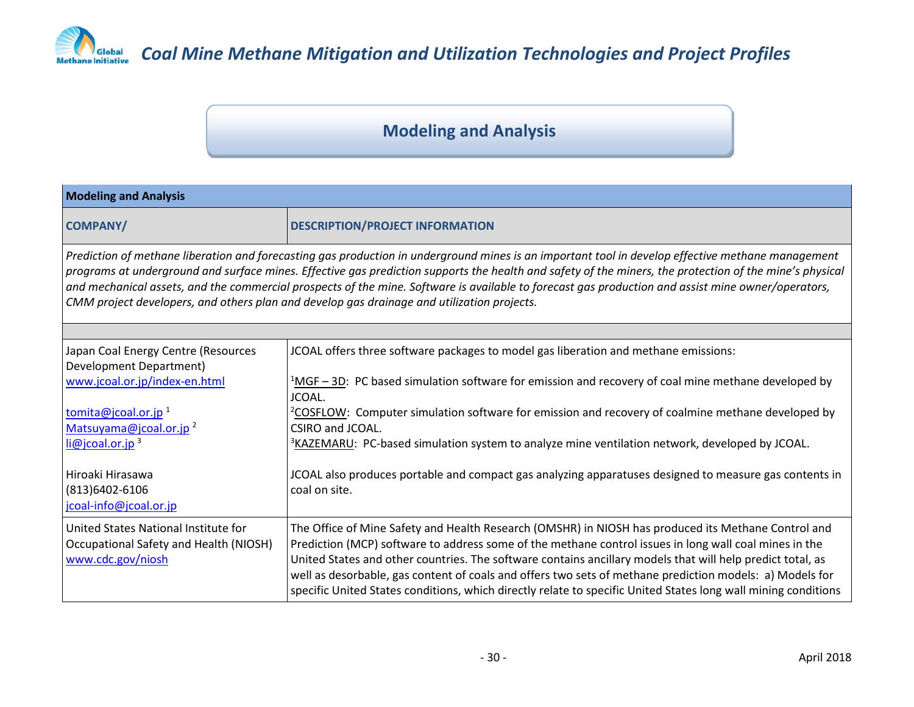## Modeling and Analysis

| Modeling and Analysis | |
|---|---|
| **COMPANY/** | **DESCRIPTION/PROJECT INFORMATION** |
| *Prediction of methane liberation and forecasting gas production in underground mines is an important tool in develop effective methane management programs at underground and surface mines. Effective gas prediction supports the health and safety of the miners, the protection of the mine's physical and mechanical assets, and the commercial prospects of the mine. Software is available to forecast gas production and assist mine owner/operators, CMM project developers, and others plan and develop gas drainage and utilization projects.* | |
| | |
| Japan Coal Energy Centre (Resources Development Department)<br>www.jcoal.or.jp/index-en.html<br><br>tomita@jcoal.or.jp [1]<br>Matsuyama@jcoal.or.jp [2]<br>li@jcoal.or.jp [3]<br><br>Hiroaki Hirasawa<br>(813)6402-6106<br>jcoal-info@jcoal.or.jp | JCOAL offers three software packages to model gas liberation and methane emissions:<br><br>[1]MGF – 3D: PC based simulation software for emission and recovery of coal mine methane developed by JCOAL.<br>[2]COSFLOW: Computer simulation software for emission and recovery of coalmine methane developed by CSIRO and JCOAL.<br>[3]KAZEMARU: PC-based simulation system to analyze mine ventilation network, developed by JCOAL.<br><br>JCOAL also produces portable and compact gas analyzing apparatuses designed to measure gas contents in coal on site. |
| United States National Institute for Occupational Safety and Health (NIOSH)<br>www.cdc.gov/niosh | The Office of Mine Safety and Health Research (OMSHR) in NIOSH has produced its Methane Control and Prediction (MCP) software to address some of the methane control issues in long wall coal mines in the United States and other countries. The software contains ancillary models that will help predict total, as well as desorbable, gas content of coals and offers two sets of methane prediction models: a) Models for specific United States conditions, which directly relate to specific United States long wall mining conditions |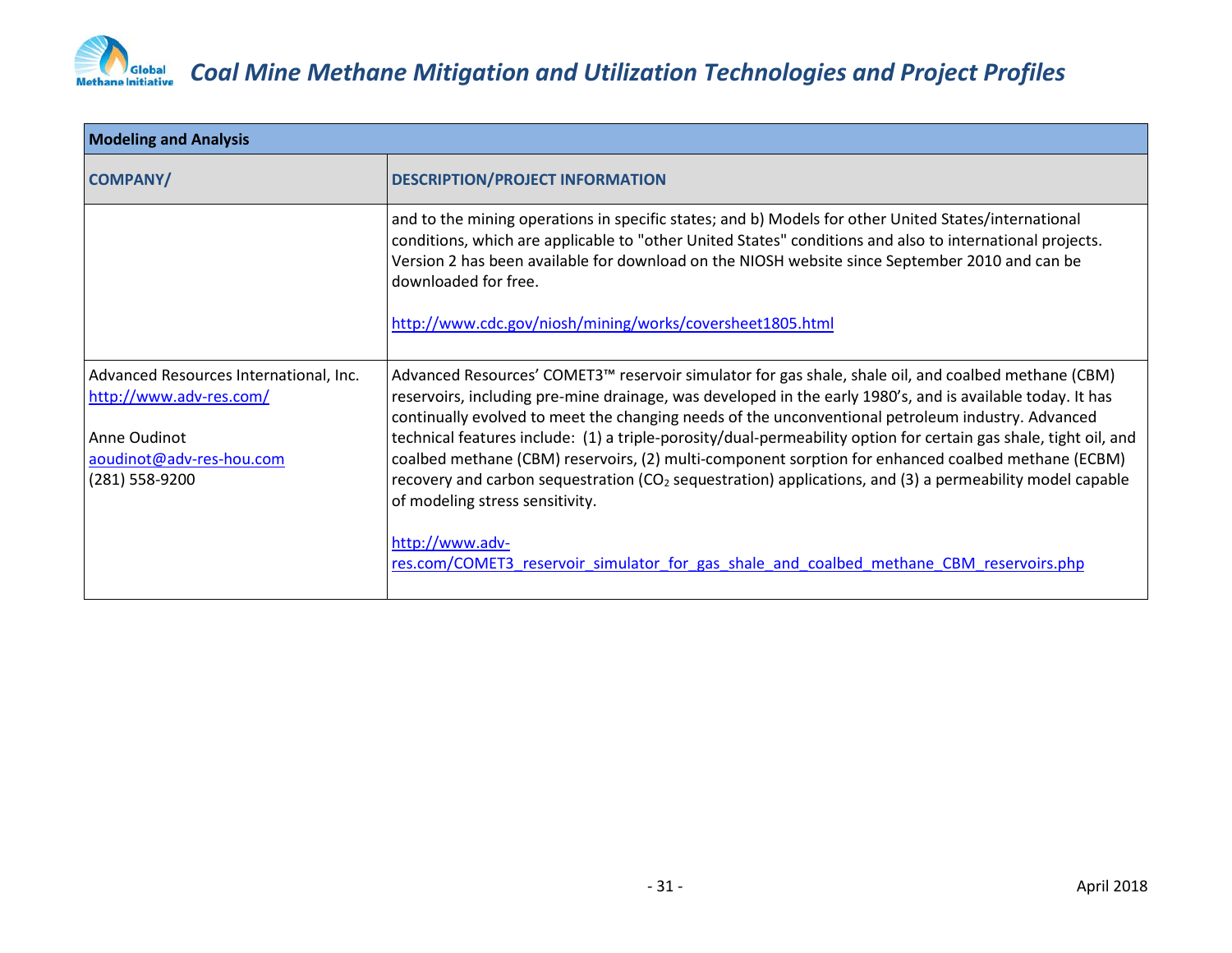| Modeling and Analysis | |
|---|---|
| **COMPANY/** | **DESCRIPTION/PROJECT INFORMATION** |
| | and to the mining operations in specific states; and b) Models for other United States/international conditions, which are applicable to "other United States" conditions and also to international projects. Version 2 has been available for download on the NIOSH website since September 2010 and can be downloaded for free.<br><br>http://www.cdc.gov/niosh/mining/works/coversheet1805.html |
| Advanced Resources International, Inc.<br>http://www.adv-res.com/<br><br>Anne Oudinot<br>aoudinot@adv-res-hou.com<br>(281) 558-9200 | Advanced Resources' COMET3™ reservoir simulator for gas shale, shale oil, and coalbed methane (CBM) reservoirs, including pre-mine drainage, was developed in the early 1980's, and is available today. It has continually evolved to meet the changing needs of the unconventional petroleum industry. Advanced technical features include: (1) a triple-porosity/dual-permeability option for certain gas shale, tight oil, and coalbed methane (CBM) reservoirs, (2) multi-component sorption for enhanced coalbed methane (ECBM) recovery and carbon sequestration ($CO_2$ sequestration) applications, and (3) a permeability model capable of modeling stress sensitivity.<br><br>http://www.adv-res.com/COMET3_reservoir_simulator_for_gas_shale_and_coalbed_methane_CBM_reservoirs.php |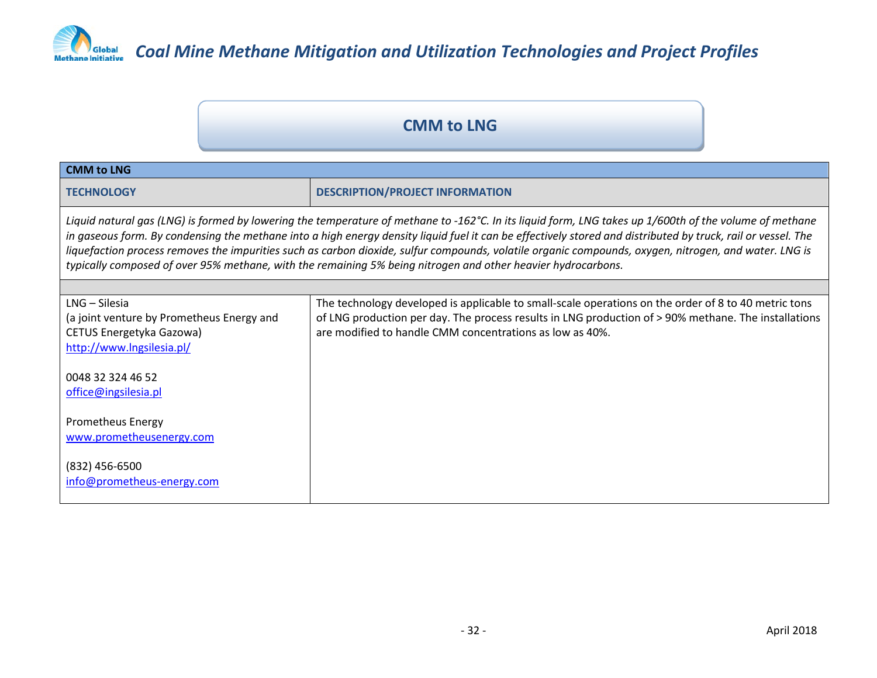## CMM to LNG

| CMM to LNG | |
|---|---|
| **TECHNOLOGY** | **DESCRIPTION/PROJECT INFORMATION** |
| *Liquid natural gas (LNG) is formed by lowering the temperature of methane to -162°C. In its liquid form, LNG takes up 1/600th of the volume of methane in gaseous form. By condensing the methane into a high energy density liquid fuel it can be effectively stored and distributed by truck, rail or vessel. The liquefaction process removes the impurities such as carbon dioxide, sulfur compounds, volatile organic compounds, oxygen, nitrogen, and water. LNG is typically composed of over 95% methane, with the remaining 5% being nitrogen and other heavier hydrocarbons.* | |
| | |
| LNG – Silesia<br>(a joint venture by Prometheus Energy and CETUS Energetyka Gazowa)<br>[http://www.lngsilesia.pl/](http://www.lngsilesia.pl/)<br><br>0048 32 324 46 52<br>[office@ingsilesia.pl](mailto:office@ingsilesia.pl)<br><br>Prometheus Energy<br>[www.prometheusenergy.com](http://www.prometheusenergy.com)<br><br>(832) 456-6500<br>[info@prometheus-energy.com](mailto:info@prometheus-energy.com) | The technology developed is applicable to small-scale operations on the order of 8 to 40 metric tons of LNG production per day. The process results in LNG production of > 90% methane. The installations are modified to handle CMM concentrations as low as 40%. |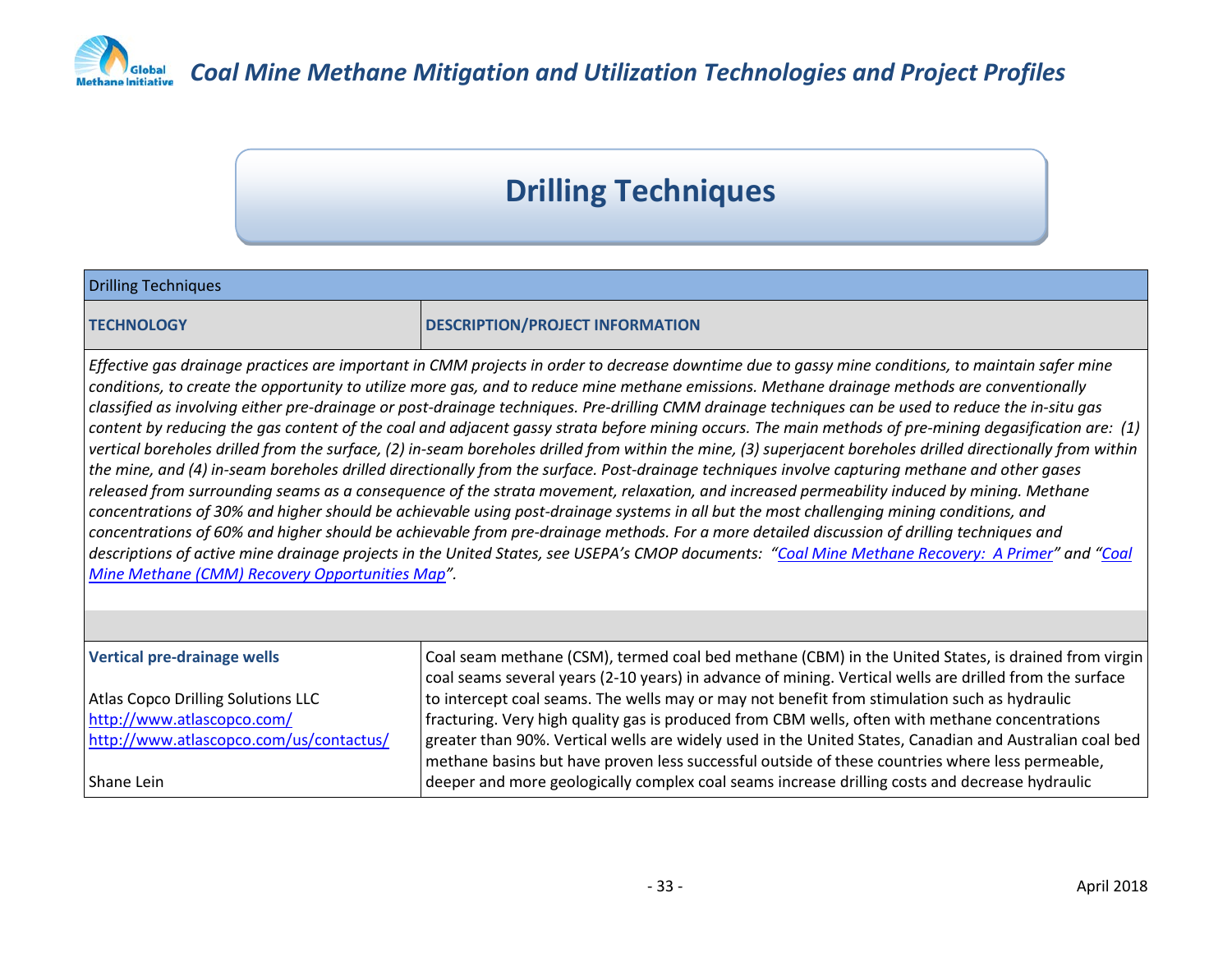# Drilling Techniques

| Drilling Techniques | |
|---|---|
| **TECHNOLOGY** | **DESCRIPTION/PROJECT INFORMATION** |
| *Effective gas drainage practices are important in CMM projects in order to decrease downtime due to gassy mine conditions, to maintain safer mine conditions, to create the opportunity to utilize more gas, and to reduce mine methane emissions. Methane drainage methods are conventionally classified as involving either pre-drainage or post-drainage techniques. Pre-drilling CMM drainage techniques can be used to reduce the in-situ gas content by reducing the gas content of the coal and adjacent gassy strata before mining occurs. The main methods of pre-mining degasification are: (1) vertical boreholes drilled from the surface, (2) in-seam boreholes drilled from within the mine, (3) superjacent boreholes drilled directionally from within the mine, and (4) in-seam boreholes drilled directionally from the surface. Post-drainage techniques involve capturing methane and other gases released from surrounding seams as a consequence of the strata movement, relaxation, and increased permeability induced by mining. Methane concentrations of 30% and higher should be achievable using post-drainage systems in all but the most challenging mining conditions, and concentrations of 60% and higher should be achievable from pre-drainage methods. For a more detailed discussion of drilling techniques and descriptions of active mine drainage projects in the United States, see USEPA's CMOP documents: "Coal Mine Methane Recovery: A Primer" and "Coal Mine Methane (CMM) Recovery Opportunities Map".* | |
| | |
| **Vertical pre-drainage wells**<br><br>Atlas Copco Drilling Solutions LLC<br>http://www.atlascopco.com/<br>http://www.atlascopco.com/us/contactus/<br><br>Shane Lein | Coal seam methane (CSM), termed coal bed methane (CBM) in the United States, is drained from virgin coal seams several years (2-10 years) in advance of mining. Vertical wells are drilled from the surface to intercept coal seams. The wells may or may not benefit from stimulation such as hydraulic fracturing. Very high quality gas is produced from CBM wells, often with methane concentrations greater than 90%. Vertical wells are widely used in the United States, Canadian and Australian coal bed methane basins but have proven less successful outside of these countries where less permeable, deeper and more geologically complex coal seams increase drilling costs and decrease hydraulic |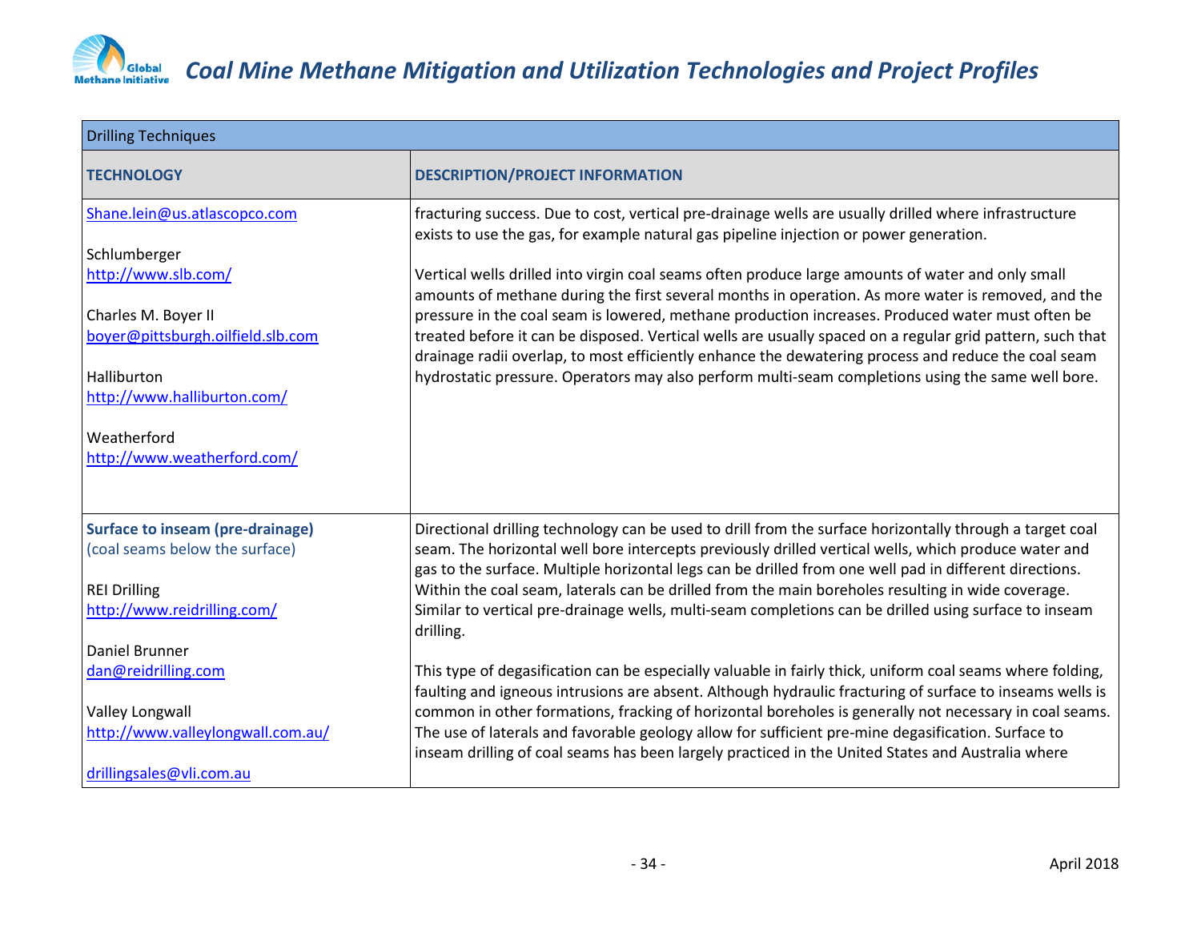| Drilling Techniques | |
|---|---|
| **TECHNOLOGY** | **DESCRIPTION/PROJECT INFORMATION** |
| Shane.lein@us.atlascopco.com<br><br>Schlumberger<br>http://www.slb.com/<br><br>Charles M. Boyer II<br>boyer@pittsburgh.oilfield.slb.com<br><br>Halliburton<br>http://www.halliburton.com/<br><br>Weatherford<br>http://www.weatherford.com/ | fracturing success. Due to cost, vertical pre-drainage wells are usually drilled where infrastructure exists to use the gas, for example natural gas pipeline injection or power generation.<br><br>Vertical wells drilled into virgin coal seams often produce large amounts of water and only small amounts of methane during the first several months in operation. As more water is removed, and the pressure in the coal seam is lowered, methane production increases. Produced water must often be treated before it can be disposed. Vertical wells are usually spaced on a regular grid pattern, such that drainage radii overlap, to most efficiently enhance the dewatering process and reduce the coal seam hydrostatic pressure. Operators may also perform multi-seam completions using the same well bore. |
| **Surface to inseam (pre-drainage)**<br>(coal seams below the surface)<br><br>REI Drilling<br>http://www.reidrilling.com/<br><br>Daniel Brunner<br>dan@reidrilling.com<br><br>Valley Longwall<br>http://www.valleylongwall.com.au/<br><br>drillingsales@vli.com.au | Directional drilling technology can be used to drill from the surface horizontally through a target coal seam. The horizontal well bore intercepts previously drilled vertical wells, which produce water and gas to the surface. Multiple horizontal legs can be drilled from one well pad in different directions. Within the coal seam, laterals can be drilled from the main boreholes resulting in wide coverage. Similar to vertical pre-drainage wells, multi-seam completions can be drilled using surface to inseam drilling.<br><br>This type of degasification can be especially valuable in fairly thick, uniform coal seams where folding, faulting and igneous intrusions are absent. Although hydraulic fracturing of surface to inseams wells is common in other formations, fracking of horizontal boreholes is generally not necessary in coal seams. The use of laterals and favorable geology allow for sufficient pre-mine degasification. Surface to inseam drilling of coal seams has been largely practiced in the United States and Australia where |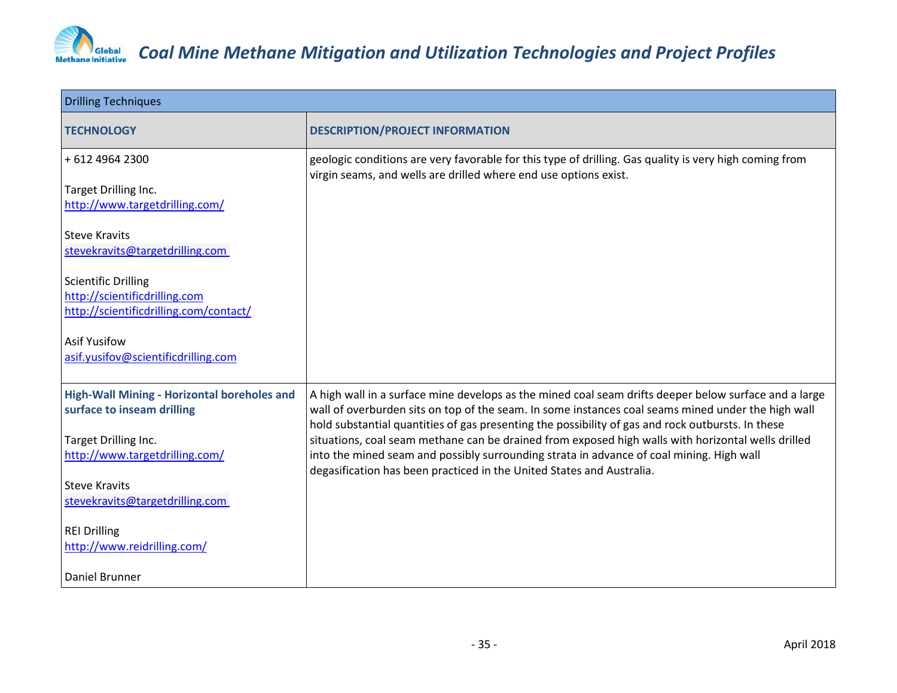| Drilling Techniques | |
|---|---|
| **TECHNOLOGY** | **DESCRIPTION/PROJECT INFORMATION** |
| + 612 4964 2300<br><br>Target Drilling Inc.<br>http://www.targetdrilling.com/<br><br>Steve Kravits<br>stevekravits@targetdrilling.com<br><br>Scientific Drilling<br>http://scientificdrilling.com<br>http://scientificdrilling.com/contact/<br><br>Asif Yusifow<br>asif.yusifov@scientificdrilling.com | geologic conditions are very favorable for this type of drilling. Gas quality is very high coming from virgin seams, and wells are drilled where end use options exist. |
| **High-Wall Mining - Horizontal boreholes and surface to inseam drilling**<br><br>Target Drilling Inc.<br>http://www.targetdrilling.com/<br><br>Steve Kravits<br>stevekravits@targetdrilling.com<br><br>REI Drilling<br>http://www.reidrilling.com/<br><br>Daniel Brunner | A high wall in a surface mine develops as the mined coal seam drifts deeper below surface and a large wall of overburden sits on top of the seam. In some instances coal seams mined under the high wall hold substantial quantities of gas presenting the possibility of gas and rock outbursts. In these situations, coal seam methane can be drained from exposed high walls with horizontal wells drilled into the mined seam and possibly surrounding strata in advance of coal mining. High wall degasification has been practiced in the United States and Australia. |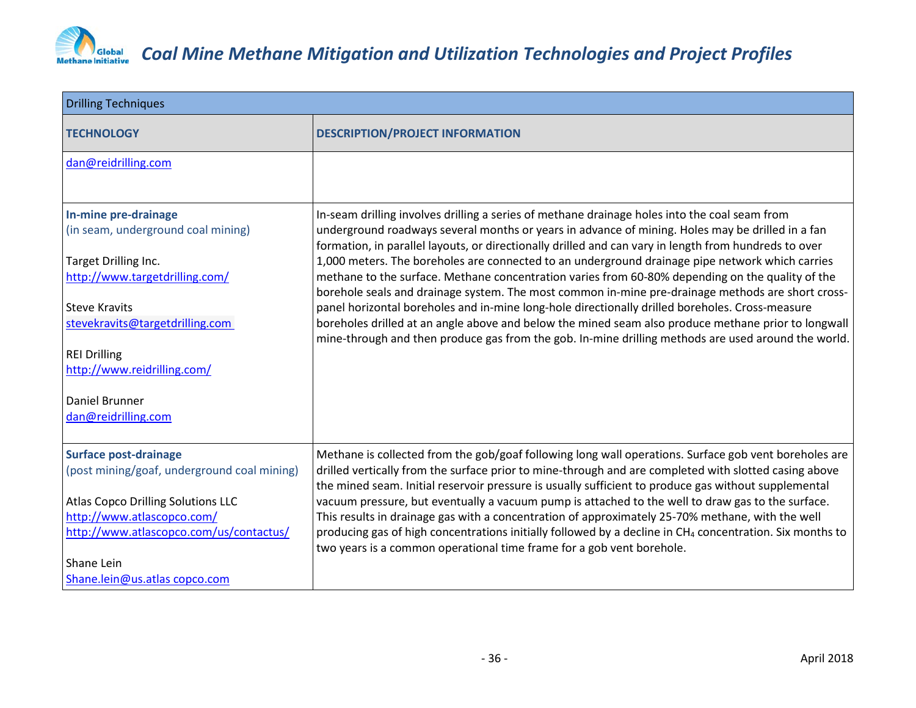| Drilling Techniques | |
|---|---|
| **TECHNOLOGY** | **DESCRIPTION/PROJECT INFORMATION** |
| dan@reidrilling.com | |
| **In-mine pre-drainage**<br>(in seam, underground coal mining)<br><br>Target Drilling Inc.<br>http://www.targetdrilling.com/<br><br>Steve Kravits<br>stevekravits@targetdrilling.com<br><br>REI Drilling<br>http://www.reidrilling.com/<br><br>Daniel Brunner<br>dan@reidrilling.com | In-seam drilling involves drilling a series of methane drainage holes into the coal seam from underground roadways several months or years in advance of mining. Holes may be drilled in a fan formation, in parallel layouts, or directionally drilled and can vary in length from hundreds to over 1,000 meters. The boreholes are connected to an underground drainage pipe network which carries methane to the surface. Methane concentration varies from 60-80% depending on the quality of the borehole seals and drainage system. The most common in-mine pre-drainage methods are short cross-panel horizontal boreholes and in-mine long-hole directionally drilled boreholes. Cross-measure boreholes drilled at an angle above and below the mined seam also produce methane prior to longwall mine-through and then produce gas from the gob. In-mine drilling methods are used around the world. |
| **Surface post-drainage**<br>(post mining/goaf, underground coal mining)<br><br>Atlas Copco Drilling Solutions LLC<br>http://www.atlascopco.com/<br>http://www.atlascopco.com/us/contactus/<br><br>Shane Lein<br>Shane.lein@us.atlas copco.com | Methane is collected from the gob/goaf following long wall operations. Surface gob vent boreholes are drilled vertically from the surface prior to mine-through and are completed with slotted casing above the mined seam. Initial reservoir pressure is usually sufficient to produce gas without supplemental vacuum pressure, but eventually a vacuum pump is attached to the well to draw gas to the surface. This results in drainage gas with a concentration of approximately 25-70% methane, with the well producing gas of high concentrations initially followed by a decline in $CH_4$ concentration. Six months to two years is a common operational time frame for a gob vent borehole. |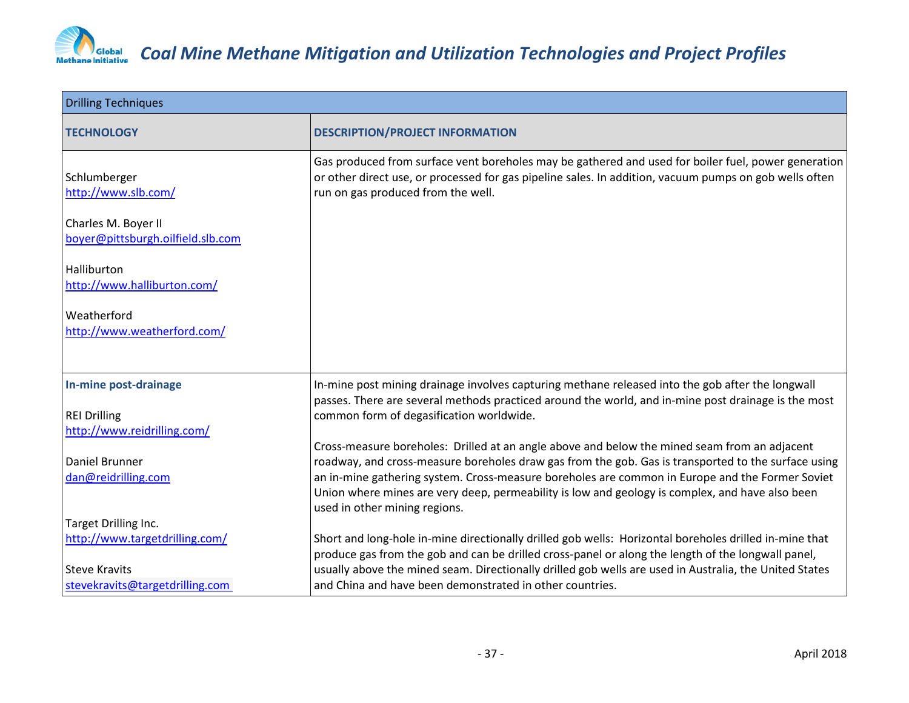| Drilling Techniques | |
|---|---|
| **TECHNOLOGY** | **DESCRIPTION/PROJECT INFORMATION** |
| Schlumberger<br>http://www.slb.com/<br><br>Charles M. Boyer II<br>boyer@pittsburgh.oilfield.slb.com<br><br>Halliburton<br>http://www.halliburton.com/<br><br>Weatherford<br>http://www.weatherford.com/ | Gas produced from surface vent boreholes may be gathered and used for boiler fuel, power generation or other direct use, or processed for gas pipeline sales. In addition, vacuum pumps on gob wells often run on gas produced from the well. |
| **In-mine post-drainage**<br><br>REI Drilling<br>http://www.reidrilling.com/<br><br>Daniel Brunner<br>dan@reidrilling.com<br><br>Target Drilling Inc.<br>http://www.targetdrilling.com/<br><br>Steve Kravits<br>stevekravits@targetdrilling.com | In-mine post mining drainage involves capturing methane released into the gob after the longwall passes. There are several methods practiced around the world, and in-mine post drainage is the most common form of degasification worldwide.<br><br>Cross-measure boreholes: Drilled at an angle above and below the mined seam from an adjacent roadway, and cross-measure boreholes draw gas from the gob. Gas is transported to the surface using an in-mine gathering system. Cross-measure boreholes are common in Europe and the Former Soviet Union where mines are very deep, permeability is low and geology is complex, and have also been used in other mining regions.<br><br>Short and long-hole in-mine directionally drilled gob wells: Horizontal boreholes drilled in-mine that produce gas from the gob and can be drilled cross-panel or along the length of the longwall panel, usually above the mined seam. Directionally drilled gob wells are used in Australia, the United States and China and have been demonstrated in other countries. |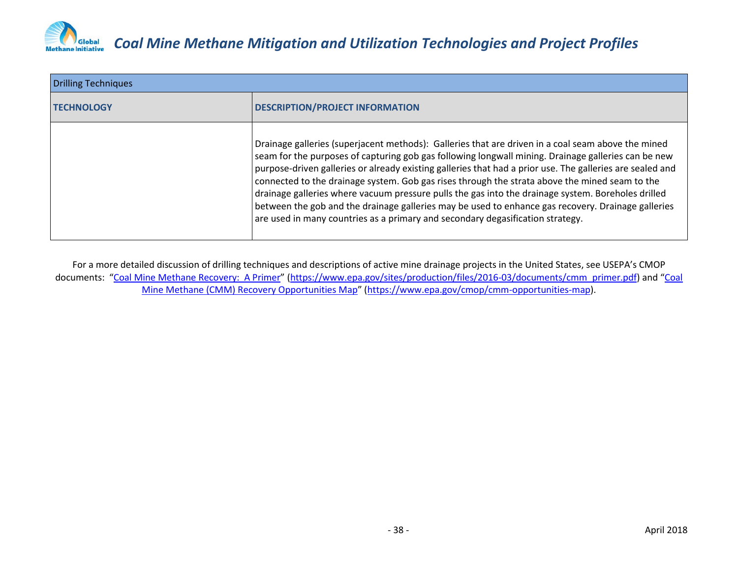| Drilling Techniques | |
|---|---|
| **TECHNOLOGY** | **DESCRIPTION/PROJECT INFORMATION** |
| | Drainage galleries (superjacent methods): Galleries that are driven in a coal seam above the mined seam for the purposes of capturing gob gas following longwall mining. Drainage galleries can be new purpose-driven galleries or already existing galleries that had a prior use. The galleries are sealed and connected to the drainage system. Gob gas rises through the strata above the mined seam to the drainage galleries where vacuum pressure pulls the gas into the drainage system. Boreholes drilled between the gob and the drainage galleries may be used to enhance gas recovery. Drainage galleries are used in many countries as a primary and secondary degasification strategy. |

For a more detailed discussion of drilling techniques and descriptions of active mine drainage projects in the United States, see USEPA's CMOP documents: "[Coal Mine Methane Recovery: A Primer](https://www.epa.gov/sites/production/files/2016-03/documents/cmm_primer.pdf)" (https://www.epa.gov/sites/production/files/2016-03/documents/cmm_primer.pdf) and "[Coal Mine Methane (CMM) Recovery Opportunities Map](https://www.epa.gov/cmop/cmm-opportunities-map)" (https://www.epa.gov/cmop/cmm-opportunities-map).